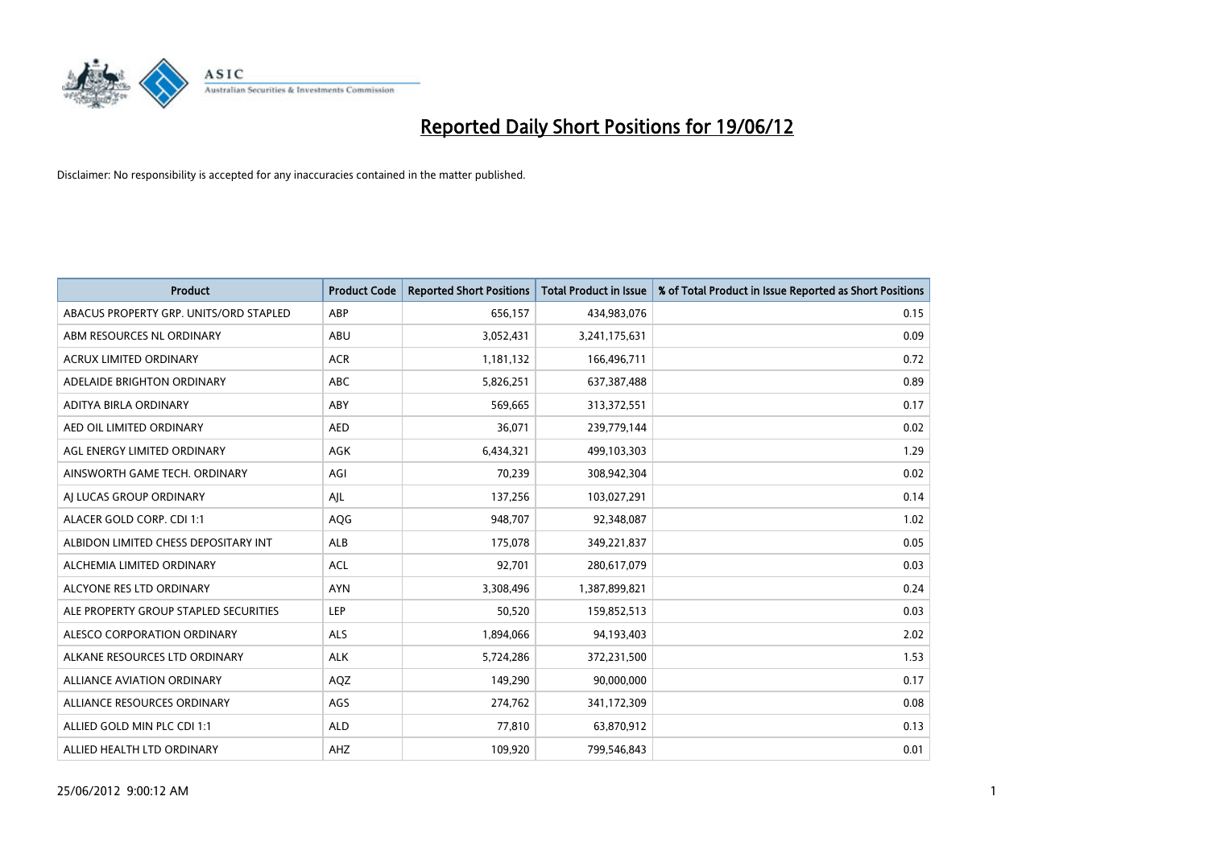# Reported Daily Short Positions for 19/06/12

Disclaimer: No responsibility is accepted for any inaccuracies contained in the matter published.

| Product | Product Code | Reported Short Positions | Total Product in Issue | % of Total Product in Issue Reported as Short Positions |
|---|---|---|---|---|
| ABACUS PROPERTY GRP. UNITS/ORD STAPLED | ABP | 656,157 | 434,983,076 | 0.15 |
| ABM RESOURCES NL ORDINARY | ABU | 3,052,431 | 3,241,175,631 | 0.09 |
| ACRUX LIMITED ORDINARY | ACR | 1,181,132 | 166,496,711 | 0.72 |
| ADELAIDE BRIGHTON ORDINARY | ABC | 5,826,251 | 637,387,488 | 0.89 |
| ADITYA BIRLA ORDINARY | ABY | 569,665 | 313,372,551 | 0.17 |
| AED OIL LIMITED ORDINARY | AED | 36,071 | 239,779,144 | 0.02 |
| AGL ENERGY LIMITED ORDINARY | AGK | 6,434,321 | 499,103,303 | 1.29 |
| AINSWORTH GAME TECH. ORDINARY | AGI | 70,239 | 308,942,304 | 0.02 |
| AJ LUCAS GROUP ORDINARY | AJL | 137,256 | 103,027,291 | 0.14 |
| ALACER GOLD CORP. CDI 1:1 | AQG | 948,707 | 92,348,087 | 1.02 |
| ALBIDON LIMITED CHESS DEPOSITARY INT | ALB | 175,078 | 349,221,837 | 0.05 |
| ALCHEMIA LIMITED ORDINARY | ACL | 92,701 | 280,617,079 | 0.03 |
| ALCYONE RES LTD ORDINARY | AYN | 3,308,496 | 1,387,899,821 | 0.24 |
| ALE PROPERTY GROUP STAPLED SECURITIES | LEP | 50,520 | 159,852,513 | 0.03 |
| ALESCO CORPORATION ORDINARY | ALS | 1,894,066 | 94,193,403 | 2.02 |
| ALKANE RESOURCES LTD ORDINARY | ALK | 5,724,286 | 372,231,500 | 1.53 |
| ALLIANCE AVIATION ORDINARY | AQZ | 149,290 | 90,000,000 | 0.17 |
| ALLIANCE RESOURCES ORDINARY | AGS | 274,762 | 341,172,309 | 0.08 |
| ALLIED GOLD MIN PLC CDI 1:1 | ALD | 77,810 | 63,870,912 | 0.13 |
| ALLIED HEALTH LTD ORDINARY | AHZ | 109,920 | 799,546,843 | 0.01 |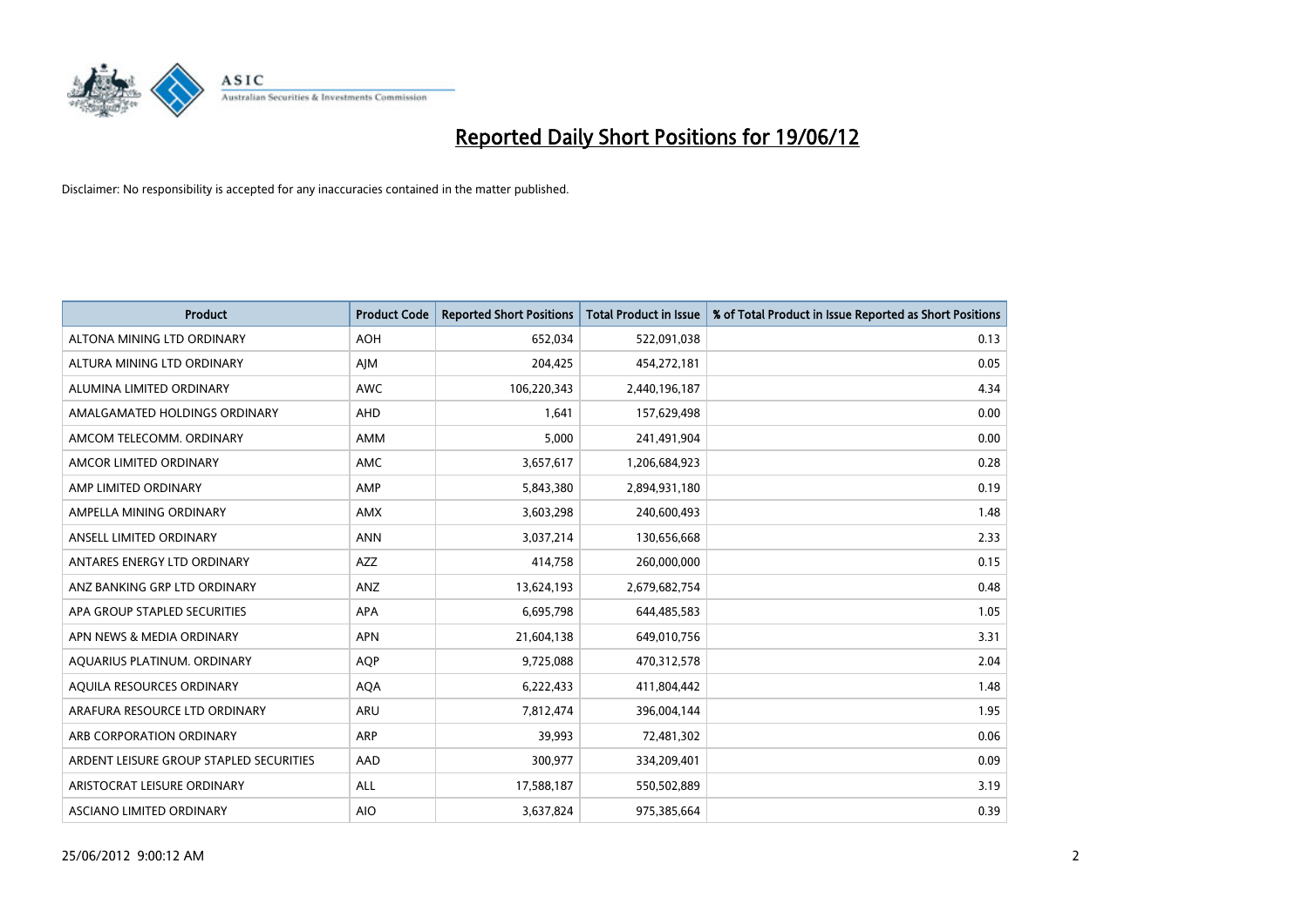# Reported Daily Short Positions for 19/06/12

Disclaimer: No responsibility is accepted for any inaccuracies contained in the matter published.

| Product | Product Code | Reported Short Positions | Total Product in Issue | % of Total Product in Issue Reported as Short Positions |
| --- | --- | --- | --- | --- |
| ALTONA MINING LTD ORDINARY | AOH | 652,034 | 522,091,038 | 0.13 |
| ALTURA MINING LTD ORDINARY | AJM | 204,425 | 454,272,181 | 0.05 |
| ALUMINA LIMITED ORDINARY | AWC | 106,220,343 | 2,440,196,187 | 4.34 |
| AMALGAMATED HOLDINGS ORDINARY | AHD | 1,641 | 157,629,498 | 0.00 |
| AMCOM TELECOMM. ORDINARY | AMM | 5,000 | 241,491,904 | 0.00 |
| AMCOR LIMITED ORDINARY | AMC | 3,657,617 | 1,206,684,923 | 0.28 |
| AMP LIMITED ORDINARY | AMP | 5,843,380 | 2,894,931,180 | 0.19 |
| AMPELLA MINING ORDINARY | AMX | 3,603,298 | 240,600,493 | 1.48 |
| ANSELL LIMITED ORDINARY | ANN | 3,037,214 | 130,656,668 | 2.33 |
| ANTARES ENERGY LTD ORDINARY | AZZ | 414,758 | 260,000,000 | 0.15 |
| ANZ BANKING GRP LTD ORDINARY | ANZ | 13,624,193 | 2,679,682,754 | 0.48 |
| APA GROUP STAPLED SECURITIES | APA | 6,695,798 | 644,485,583 | 1.05 |
| APN NEWS & MEDIA ORDINARY | APN | 21,604,138 | 649,010,756 | 3.31 |
| AQUARIUS PLATINUM. ORDINARY | AQP | 9,725,088 | 470,312,578 | 2.04 |
| AQUILA RESOURCES ORDINARY | AQA | 6,222,433 | 411,804,442 | 1.48 |
| ARAFURA RESOURCE LTD ORDINARY | ARU | 7,812,474 | 396,004,144 | 1.95 |
| ARB CORPORATION ORDINARY | ARP | 39,993 | 72,481,302 | 0.06 |
| ARDENT LEISURE GROUP STAPLED SECURITIES | AAD | 300,977 | 334,209,401 | 0.09 |
| ARISTOCRAT LEISURE ORDINARY | ALL | 17,588,187 | 550,502,889 | 3.19 |
| ASCIANO LIMITED ORDINARY | AIO | 3,637,824 | 975,385,664 | 0.39 |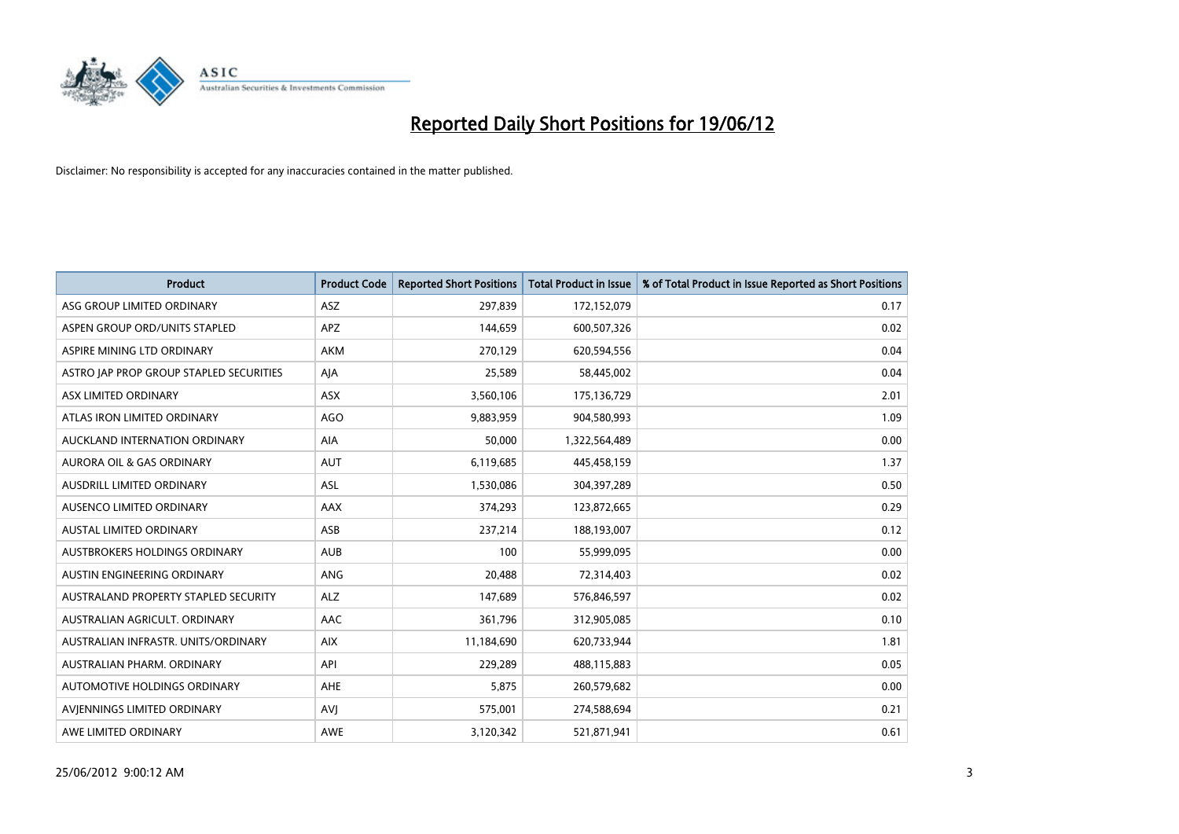# Reported Daily Short Positions for 19/06/12

Disclaimer: No responsibility is accepted for any inaccuracies contained in the matter published.

| Product | Product Code | Reported Short Positions | Total Product in Issue | % of Total Product in Issue Reported as Short Positions |
|---|---|---|---|---|
| ASG GROUP LIMITED ORDINARY | ASZ | 297,839 | 172,152,079 | 0.17 |
| ASPEN GROUP ORD/UNITS STAPLED | APZ | 144,659 | 600,507,326 | 0.02 |
| ASPIRE MINING LTD ORDINARY | AKM | 270,129 | 620,594,556 | 0.04 |
| ASTRO JAP PROP GROUP STAPLED SECURITIES | AJA | 25,589 | 58,445,002 | 0.04 |
| ASX LIMITED ORDINARY | ASX | 3,560,106 | 175,136,729 | 2.01 |
| ATLAS IRON LIMITED ORDINARY | AGO | 9,883,959 | 904,580,993 | 1.09 |
| AUCKLAND INTERNATION ORDINARY | AIA | 50,000 | 1,322,564,489 | 0.00 |
| AURORA OIL & GAS ORDINARY | AUT | 6,119,685 | 445,458,159 | 1.37 |
| AUSDRILL LIMITED ORDINARY | ASL | 1,530,086 | 304,397,289 | 0.50 |
| AUSENCO LIMITED ORDINARY | AAX | 374,293 | 123,872,665 | 0.29 |
| AUSTAL LIMITED ORDINARY | ASB | 237,214 | 188,193,007 | 0.12 |
| AUSTBROKERS HOLDINGS ORDINARY | AUB | 100 | 55,999,095 | 0.00 |
| AUSTIN ENGINEERING ORDINARY | ANG | 20,488 | 72,314,403 | 0.02 |
| AUSTRALAND PROPERTY STAPLED SECURITY | ALZ | 147,689 | 576,846,597 | 0.02 |
| AUSTRALIAN AGRICULT. ORDINARY | AAC | 361,796 | 312,905,085 | 0.10 |
| AUSTRALIAN INFRASTR. UNITS/ORDINARY | AIX | 11,184,690 | 620,733,944 | 1.81 |
| AUSTRALIAN PHARM. ORDINARY | API | 229,289 | 488,115,883 | 0.05 |
| AUTOMOTIVE HOLDINGS ORDINARY | AHE | 5,875 | 260,579,682 | 0.00 |
| AVJENNINGS LIMITED ORDINARY | AVJ | 575,001 | 274,588,694 | 0.21 |
| AWE LIMITED ORDINARY | AWE | 3,120,342 | 521,871,941 | 0.61 |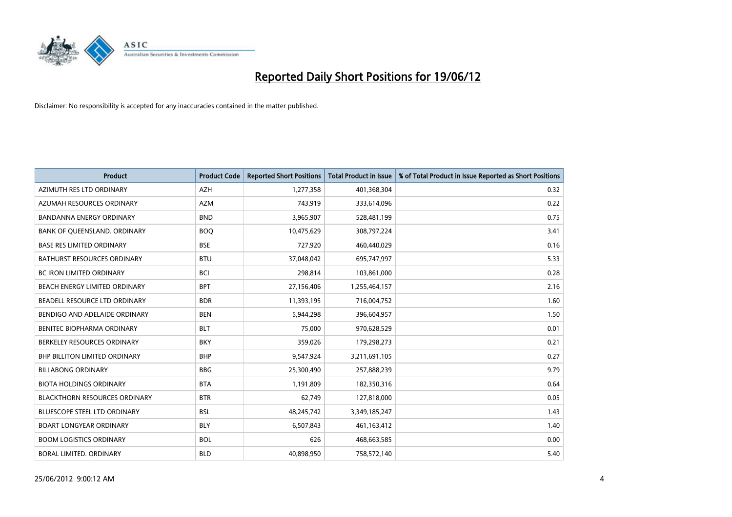# Reported Daily Short Positions for 19/06/12

Disclaimer: No responsibility is accepted for any inaccuracies contained in the matter published.

| Product | Product Code | Reported Short Positions | Total Product in Issue | % of Total Product in Issue Reported as Short Positions |
|---|---|---|---|---|
| AZIMUTH RES LTD ORDINARY | AZH | 1,277,358 | 401,368,304 | 0.32 |
| AZUMAH RESOURCES ORDINARY | AZM | 743,919 | 333,614,096 | 0.22 |
| BANDANNA ENERGY ORDINARY | BND | 3,965,907 | 528,481,199 | 0.75 |
| BANK OF QUEENSLAND. ORDINARY | BOQ | 10,475,629 | 308,797,224 | 3.41 |
| BASE RES LIMITED ORDINARY | BSE | 727,920 | 460,440,029 | 0.16 |
| BATHURST RESOURCES ORDINARY | BTU | 37,048,042 | 695,747,997 | 5.33 |
| BC IRON LIMITED ORDINARY | BCI | 298,814 | 103,861,000 | 0.28 |
| BEACH ENERGY LIMITED ORDINARY | BPT | 27,156,406 | 1,255,464,157 | 2.16 |
| BEADELL RESOURCE LTD ORDINARY | BDR | 11,393,195 | 716,004,752 | 1.60 |
| BENDIGO AND ADELAIDE ORDINARY | BEN | 5,944,298 | 396,604,957 | 1.50 |
| BENITEC BIOPHARMA ORDINARY | BLT | 75,000 | 970,628,529 | 0.01 |
| BERKELEY RESOURCES ORDINARY | BKY | 359,026 | 179,298,273 | 0.21 |
| BHP BILLITON LIMITED ORDINARY | BHP | 9,547,924 | 3,211,691,105 | 0.27 |
| BILLABONG ORDINARY | BBG | 25,300,490 | 257,888,239 | 9.79 |
| BIOTA HOLDINGS ORDINARY | BTA | 1,191,809 | 182,350,316 | 0.64 |
| BLACKTHORN RESOURCES ORDINARY | BTR | 62,749 | 127,818,000 | 0.05 |
| BLUESCOPE STEEL LTD ORDINARY | BSL | 48,245,742 | 3,349,185,247 | 1.43 |
| BOART LONGYEAR ORDINARY | BLY | 6,507,843 | 461,163,412 | 1.40 |
| BOOM LOGISTICS ORDINARY | BOL | 626 | 468,663,585 | 0.00 |
| BORAL LIMITED. ORDINARY | BLD | 40,898,950 | 758,572,140 | 5.40 |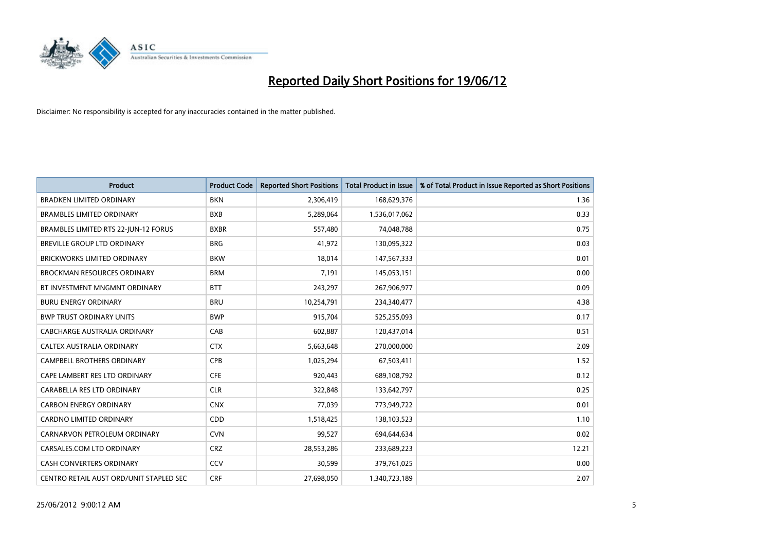# Reported Daily Short Positions for 19/06/12

Disclaimer: No responsibility is accepted for any inaccuracies contained in the matter published.

| Product | Product Code | Reported Short Positions | Total Product in Issue | % of Total Product in Issue Reported as Short Positions |
|---|---|---|---|---|
| BRADKEN LIMITED ORDINARY | BKN | 2,306,419 | 168,629,376 | 1.36 |
| BRAMBLES LIMITED ORDINARY | BXB | 5,289,064 | 1,536,017,062 | 0.33 |
| BRAMBLES LIMITED RTS 22-JUN-12 FORUS | BXBR | 557,480 | 74,048,788 | 0.75 |
| BREVILLE GROUP LTD ORDINARY | BRG | 41,972 | 130,095,322 | 0.03 |
| BRICKWORKS LIMITED ORDINARY | BKW | 18,014 | 147,567,333 | 0.01 |
| BROCKMAN RESOURCES ORDINARY | BRM | 7,191 | 145,053,151 | 0.00 |
| BT INVESTMENT MNGMNT ORDINARY | BTT | 243,297 | 267,906,977 | 0.09 |
| BURU ENERGY ORDINARY | BRU | 10,254,791 | 234,340,477 | 4.38 |
| BWP TRUST ORDINARY UNITS | BWP | 915,704 | 525,255,093 | 0.17 |
| CABCHARGE AUSTRALIA ORDINARY | CAB | 602,887 | 120,437,014 | 0.51 |
| CALTEX AUSTRALIA ORDINARY | CTX | 5,663,648 | 270,000,000 | 2.09 |
| CAMPBELL BROTHERS ORDINARY | CPB | 1,025,294 | 67,503,411 | 1.52 |
| CAPE LAMBERT RES LTD ORDINARY | CFE | 920,443 | 689,108,792 | 0.12 |
| CARABELLA RES LTD ORDINARY | CLR | 322,848 | 133,642,797 | 0.25 |
| CARBON ENERGY ORDINARY | CNX | 77,039 | 773,949,722 | 0.01 |
| CARDNO LIMITED ORDINARY | CDD | 1,518,425 | 138,103,523 | 1.10 |
| CARNARVON PETROLEUM ORDINARY | CVN | 99,527 | 694,644,634 | 0.02 |
| CARSALES.COM LTD ORDINARY | CRZ | 28,553,286 | 233,689,223 | 12.21 |
| CASH CONVERTERS ORDINARY | CCV | 30,599 | 379,761,025 | 0.00 |
| CENTRO RETAIL AUST ORD/UNIT STAPLED SEC | CRF | 27,698,050 | 1,340,723,189 | 2.07 |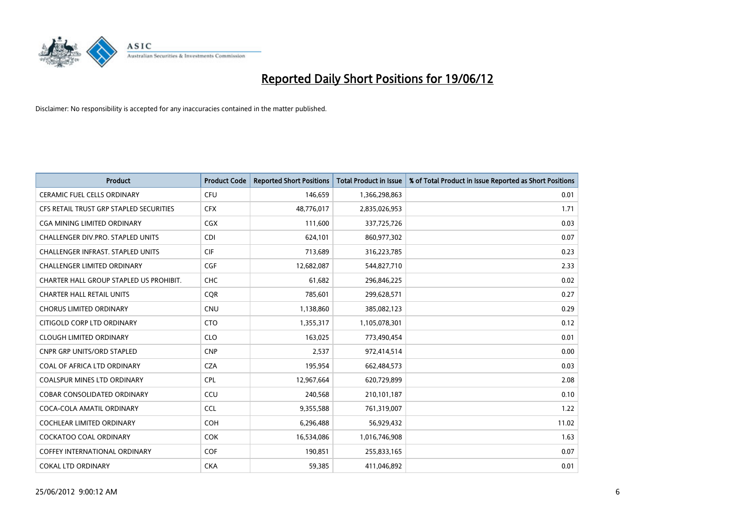# Reported Daily Short Positions for 19/06/12

Disclaimer: No responsibility is accepted for any inaccuracies contained in the matter published.

| Product | Product Code | Reported Short Positions | Total Product in Issue | % of Total Product in Issue Reported as Short Positions |
|---|---|---|---|---|
| CERAMIC FUEL CELLS ORDINARY | CFU | 146,659 | 1,366,298,863 | 0.01 |
| CFS RETAIL TRUST GRP STAPLED SECURITIES | CFX | 48,776,017 | 2,835,026,953 | 1.71 |
| CGA MINING LIMITED ORDINARY | CGX | 111,600 | 337,725,726 | 0.03 |
| CHALLENGER DIV.PRO. STAPLED UNITS | CDI | 624,101 | 860,977,302 | 0.07 |
| CHALLENGER INFRAST. STAPLED UNITS | CIF | 713,689 | 316,223,785 | 0.23 |
| CHALLENGER LIMITED ORDINARY | CGF | 12,682,087 | 544,827,710 | 2.33 |
| CHARTER HALL GROUP STAPLED US PROHIBIT. | CHC | 61,682 | 296,846,225 | 0.02 |
| CHARTER HALL RETAIL UNITS | CQR | 785,601 | 299,628,571 | 0.27 |
| CHORUS LIMITED ORDINARY | CNU | 1,138,860 | 385,082,123 | 0.29 |
| CITIGOLD CORP LTD ORDINARY | CTO | 1,355,317 | 1,105,078,301 | 0.12 |
| CLOUGH LIMITED ORDINARY | CLO | 163,025 | 773,490,454 | 0.01 |
| CNPR GRP UNITS/ORD STAPLED | CNP | 2,537 | 972,414,514 | 0.00 |
| COAL OF AFRICA LTD ORDINARY | CZA | 195,954 | 662,484,573 | 0.03 |
| COALSPUR MINES LTD ORDINARY | CPL | 12,967,664 | 620,729,899 | 2.08 |
| COBAR CONSOLIDATED ORDINARY | CCU | 240,568 | 210,101,187 | 0.10 |
| COCA-COLA AMATIL ORDINARY | CCL | 9,355,588 | 761,319,007 | 1.22 |
| COCHLEAR LIMITED ORDINARY | COH | 6,296,488 | 56,929,432 | 11.02 |
| COCKATOO COAL ORDINARY | COK | 16,534,086 | 1,016,746,908 | 1.63 |
| COFFEY INTERNATIONAL ORDINARY | COF | 190,851 | 255,833,165 | 0.07 |
| COKAL LTD ORDINARY | CKA | 59,385 | 411,046,892 | 0.01 |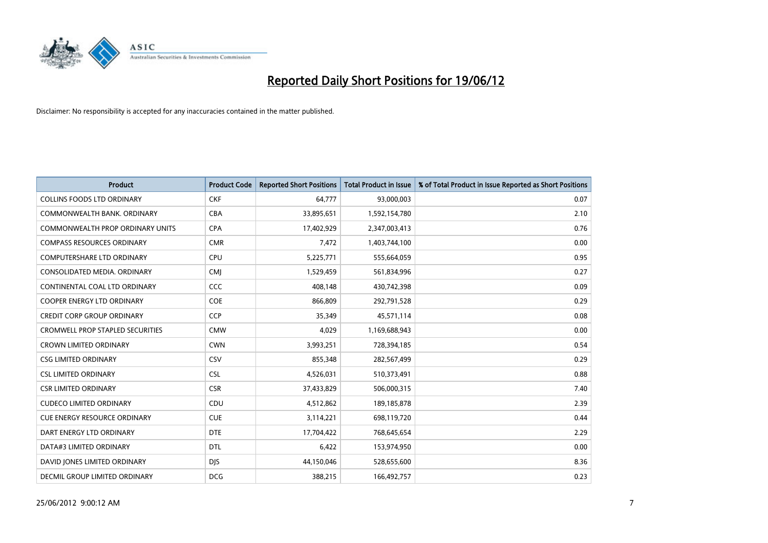# Reported Daily Short Positions for 19/06/12

Disclaimer: No responsibility is accepted for any inaccuracies contained in the matter published.

| Product | Product Code | Reported Short Positions | Total Product in Issue | % of Total Product in Issue Reported as Short Positions |
|---|---|---|---|---|
| COLLINS FOODS LTD ORDINARY | CKF | 64,777 | 93,000,003 | 0.07 |
| COMMONWEALTH BANK. ORDINARY | CBA | 33,895,651 | 1,592,154,780 | 2.10 |
| COMMONWEALTH PROP ORDINARY UNITS | CPA | 17,402,929 | 2,347,003,413 | 0.76 |
| COMPASS RESOURCES ORDINARY | CMR | 7,472 | 1,403,744,100 | 0.00 |
| COMPUTERSHARE LTD ORDINARY | CPU | 5,225,771 | 555,664,059 | 0.95 |
| CONSOLIDATED MEDIA. ORDINARY | CMJ | 1,529,459 | 561,834,996 | 0.27 |
| CONTINENTAL COAL LTD ORDINARY | CCC | 408,148 | 430,742,398 | 0.09 |
| COOPER ENERGY LTD ORDINARY | COE | 866,809 | 292,791,528 | 0.29 |
| CREDIT CORP GROUP ORDINARY | CCP | 35,349 | 45,571,114 | 0.08 |
| CROMWELL PROP STAPLED SECURITIES | CMW | 4,029 | 1,169,688,943 | 0.00 |
| CROWN LIMITED ORDINARY | CWN | 3,993,251 | 728,394,185 | 0.54 |
| CSG LIMITED ORDINARY | CSV | 855,348 | 282,567,499 | 0.29 |
| CSL LIMITED ORDINARY | CSL | 4,526,031 | 510,373,491 | 0.88 |
| CSR LIMITED ORDINARY | CSR | 37,433,829 | 506,000,315 | 7.40 |
| CUDECO LIMITED ORDINARY | CDU | 4,512,862 | 189,185,878 | 2.39 |
| CUE ENERGY RESOURCE ORDINARY | CUE | 3,114,221 | 698,119,720 | 0.44 |
| DART ENERGY LTD ORDINARY | DTE | 17,704,422 | 768,645,654 | 2.29 |
| DATA#3 LIMITED ORDINARY | DTL | 6,422 | 153,974,950 | 0.00 |
| DAVID JONES LIMITED ORDINARY | DJS | 44,150,046 | 528,655,600 | 8.36 |
| DECMIL GROUP LIMITED ORDINARY | DCG | 388,215 | 166,492,757 | 0.23 |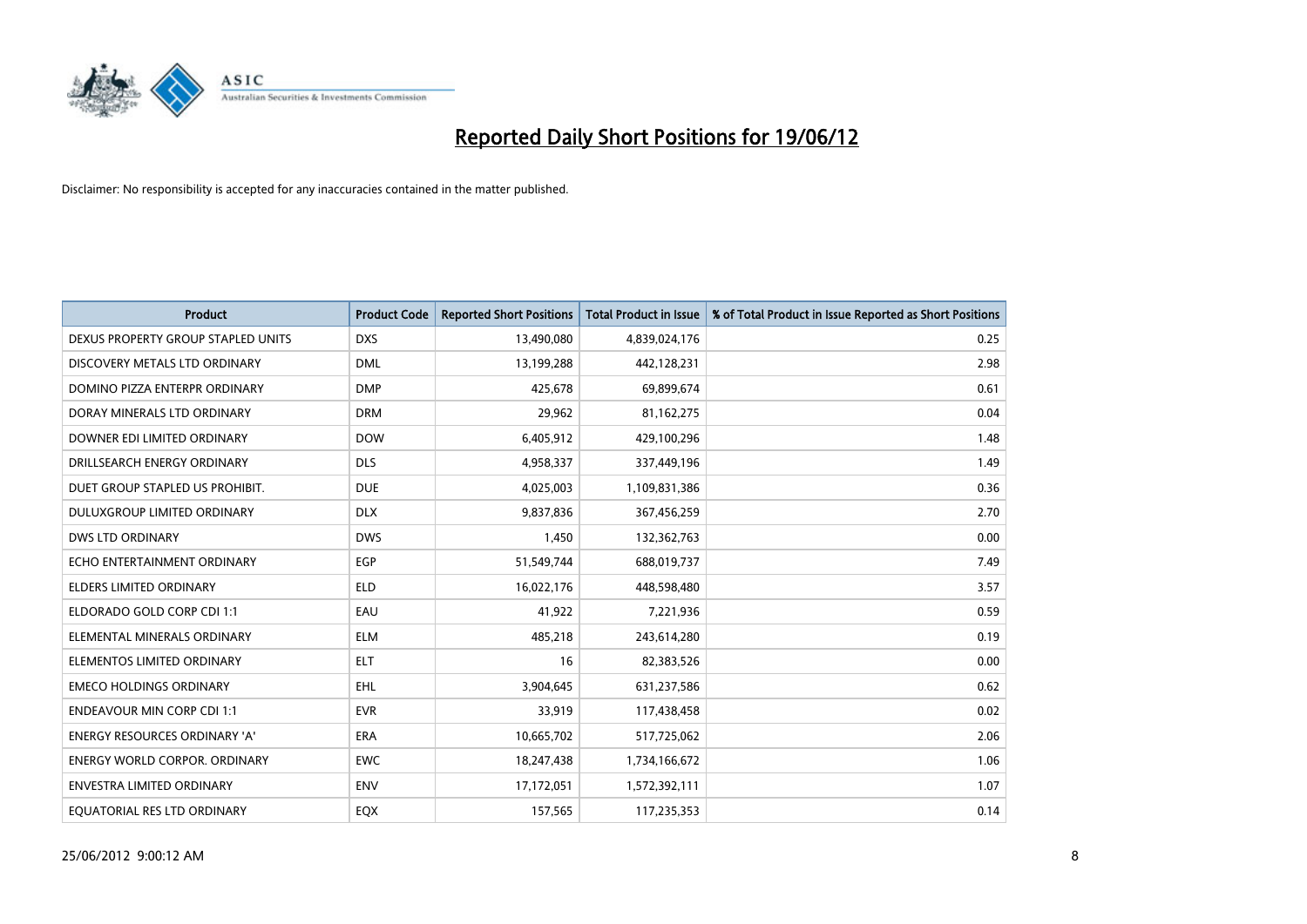# Reported Daily Short Positions for 19/06/12

Disclaimer: No responsibility is accepted for any inaccuracies contained in the matter published.

| Product | Product Code | Reported Short Positions | Total Product in Issue | % of Total Product in Issue Reported as Short Positions |
|---|---|---|---|---|
| DEXUS PROPERTY GROUP STAPLED UNITS | DXS | 13,490,080 | 4,839,024,176 | 0.25 |
| DISCOVERY METALS LTD ORDINARY | DML | 13,199,288 | 442,128,231 | 2.98 |
| DOMINO PIZZA ENTERPR ORDINARY | DMP | 425,678 | 69,899,674 | 0.61 |
| DORAY MINERALS LTD ORDINARY | DRM | 29,962 | 81,162,275 | 0.04 |
| DOWNER EDI LIMITED ORDINARY | DOW | 6,405,912 | 429,100,296 | 1.48 |
| DRILLSEARCH ENERGY ORDINARY | DLS | 4,958,337 | 337,449,196 | 1.49 |
| DUET GROUP STAPLED US PROHIBIT. | DUE | 4,025,003 | 1,109,831,386 | 0.36 |
| DULUXGROUP LIMITED ORDINARY | DLX | 9,837,836 | 367,456,259 | 2.70 |
| DWS LTD ORDINARY | DWS | 1,450 | 132,362,763 | 0.00 |
| ECHO ENTERTAINMENT ORDINARY | EGP | 51,549,744 | 688,019,737 | 7.49 |
| ELDERS LIMITED ORDINARY | ELD | 16,022,176 | 448,598,480 | 3.57 |
| ELDORADO GOLD CORP CDI 1:1 | EAU | 41,922 | 7,221,936 | 0.59 |
| ELEMENTAL MINERALS ORDINARY | ELM | 485,218 | 243,614,280 | 0.19 |
| ELEMENTOS LIMITED ORDINARY | ELT | 16 | 82,383,526 | 0.00 |
| EMECO HOLDINGS ORDINARY | EHL | 3,904,645 | 631,237,586 | 0.62 |
| ENDEAVOUR MIN CORP CDI 1:1 | EVR | 33,919 | 117,438,458 | 0.02 |
| ENERGY RESOURCES ORDINARY 'A' | ERA | 10,665,702 | 517,725,062 | 2.06 |
| ENERGY WORLD CORPOR. ORDINARY | EWC | 18,247,438 | 1,734,166,672 | 1.06 |
| ENVESTRA LIMITED ORDINARY | ENV | 17,172,051 | 1,572,392,111 | 1.07 |
| EQUATORIAL RES LTD ORDINARY | EQX | 157,565 | 117,235,353 | 0.14 |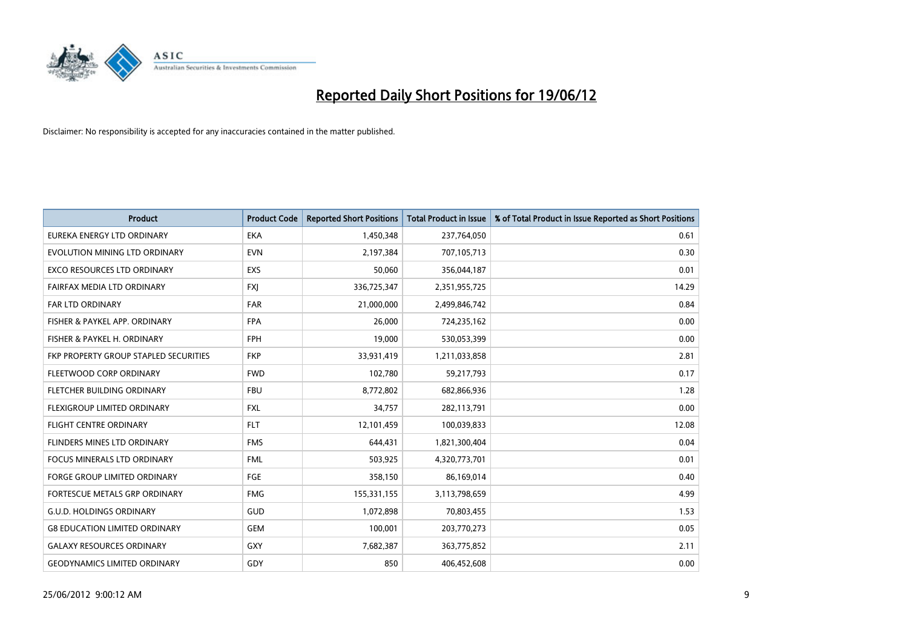# Reported Daily Short Positions for 19/06/12

Disclaimer: No responsibility is accepted for any inaccuracies contained in the matter published.

| Product | Product Code | Reported Short Positions | Total Product in Issue | % of Total Product in Issue Reported as Short Positions |
|---|---|---|---|---|
| EUREKA ENERGY LTD ORDINARY | EKA | 1,450,348 | 237,764,050 | 0.61 |
| EVOLUTION MINING LTD ORDINARY | EVN | 2,197,384 | 707,105,713 | 0.30 |
| EXCO RESOURCES LTD ORDINARY | EXS | 50,060 | 356,044,187 | 0.01 |
| FAIRFAX MEDIA LTD ORDINARY | FXJ | 336,725,347 | 2,351,955,725 | 14.29 |
| FAR LTD ORDINARY | FAR | 21,000,000 | 2,499,846,742 | 0.84 |
| FISHER & PAYKEL APP. ORDINARY | FPA | 26,000 | 724,235,162 | 0.00 |
| FISHER & PAYKEL H. ORDINARY | FPH | 19,000 | 530,053,399 | 0.00 |
| FKP PROPERTY GROUP STAPLED SECURITIES | FKP | 33,931,419 | 1,211,033,858 | 2.81 |
| FLEETWOOD CORP ORDINARY | FWD | 102,780 | 59,217,793 | 0.17 |
| FLETCHER BUILDING ORDINARY | FBU | 8,772,802 | 682,866,936 | 1.28 |
| FLEXIGROUP LIMITED ORDINARY | FXL | 34,757 | 282,113,791 | 0.00 |
| FLIGHT CENTRE ORDINARY | FLT | 12,101,459 | 100,039,833 | 12.08 |
| FLINDERS MINES LTD ORDINARY | FMS | 644,431 | 1,821,300,404 | 0.04 |
| FOCUS MINERALS LTD ORDINARY | FML | 503,925 | 4,320,773,701 | 0.01 |
| FORGE GROUP LIMITED ORDINARY | FGE | 358,150 | 86,169,014 | 0.40 |
| FORTESCUE METALS GRP ORDINARY | FMG | 155,331,155 | 3,113,798,659 | 4.99 |
| G.U.D. HOLDINGS ORDINARY | GUD | 1,072,898 | 70,803,455 | 1.53 |
| G8 EDUCATION LIMITED ORDINARY | GEM | 100,001 | 203,770,273 | 0.05 |
| GALAXY RESOURCES ORDINARY | GXY | 7,682,387 | 363,775,852 | 2.11 |
| GEODYNAMICS LIMITED ORDINARY | GDY | 850 | 406,452,608 | 0.00 |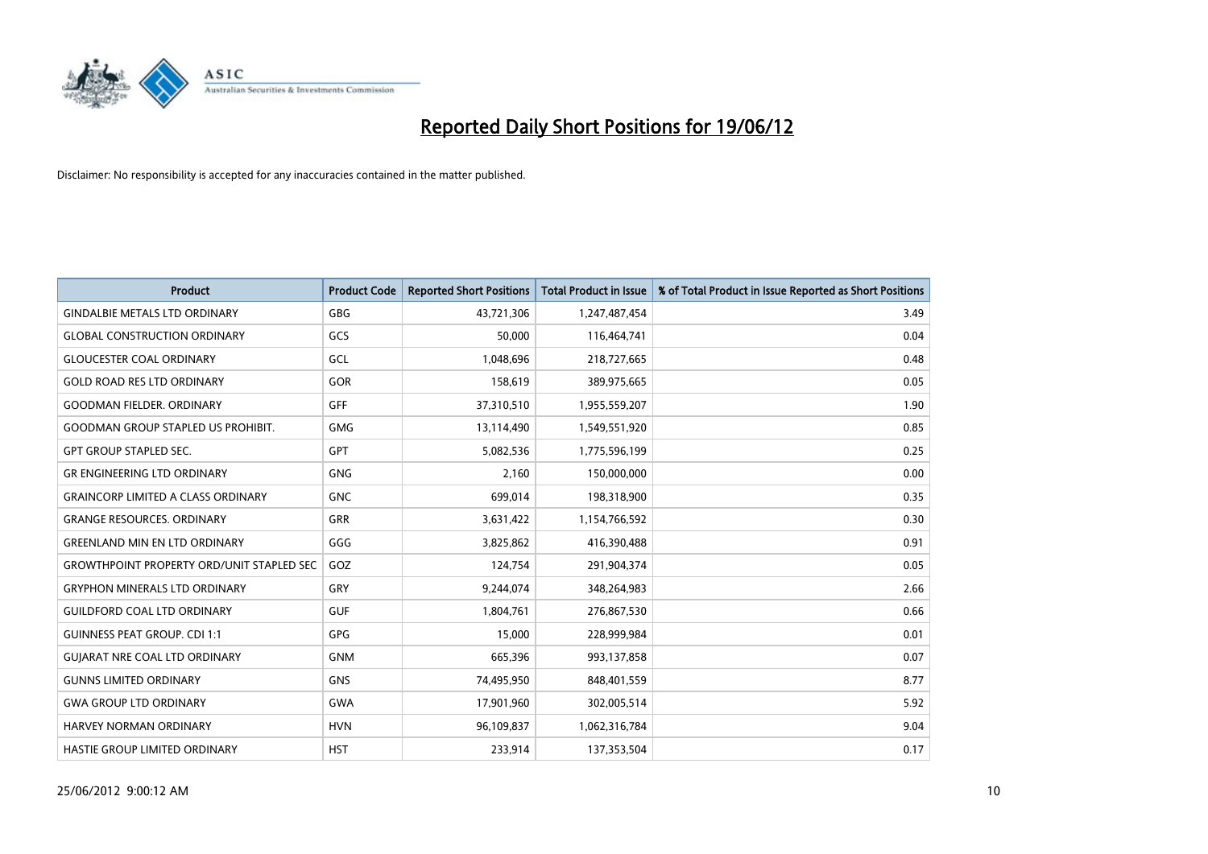# Reported Daily Short Positions for 19/06/12

Disclaimer: No responsibility is accepted for any inaccuracies contained in the matter published.

| Product | Product Code | Reported Short Positions | Total Product in Issue | % of Total Product in Issue Reported as Short Positions |
| --- | --- | --- | --- | --- |
| GINDALBIE METALS LTD ORDINARY | GBG | 43,721,306 | 1,247,487,454 | 3.49 |
| GLOBAL CONSTRUCTION ORDINARY | GCS | 50,000 | 116,464,741 | 0.04 |
| GLOUCESTER COAL ORDINARY | GCL | 1,048,696 | 218,727,665 | 0.48 |
| GOLD ROAD RES LTD ORDINARY | GOR | 158,619 | 389,975,665 | 0.05 |
| GOODMAN FIELDER. ORDINARY | GFF | 37,310,510 | 1,955,559,207 | 1.90 |
| GOODMAN GROUP STAPLED US PROHIBIT. | GMG | 13,114,490 | 1,549,551,920 | 0.85 |
| GPT GROUP STAPLED SEC. | GPT | 5,082,536 | 1,775,596,199 | 0.25 |
| GR ENGINEERING LTD ORDINARY | GNG | 2,160 | 150,000,000 | 0.00 |
| GRAINCORP LIMITED A CLASS ORDINARY | GNC | 699,014 | 198,318,900 | 0.35 |
| GRANGE RESOURCES. ORDINARY | GRR | 3,631,422 | 1,154,766,592 | 0.30 |
| GREENLAND MIN EN LTD ORDINARY | GGG | 3,825,862 | 416,390,488 | 0.91 |
| GROWTHPOINT PROPERTY ORD/UNIT STAPLED SEC | GOZ | 124,754 | 291,904,374 | 0.05 |
| GRYPHON MINERALS LTD ORDINARY | GRY | 9,244,074 | 348,264,983 | 2.66 |
| GUILDFORD COAL LTD ORDINARY | GUF | 1,804,761 | 276,867,530 | 0.66 |
| GUINNESS PEAT GROUP. CDI 1:1 | GPG | 15,000 | 228,999,984 | 0.01 |
| GUJARAT NRE COAL LTD ORDINARY | GNM | 665,396 | 993,137,858 | 0.07 |
| GUNNS LIMITED ORDINARY | GNS | 74,495,950 | 848,401,559 | 8.77 |
| GWA GROUP LTD ORDINARY | GWA | 17,901,960 | 302,005,514 | 5.92 |
| HARVEY NORMAN ORDINARY | HVN | 96,109,837 | 1,062,316,784 | 9.04 |
| HASTIE GROUP LIMITED ORDINARY | HST | 233,914 | 137,353,504 | 0.17 |

25/06/2012 9:00:12 AM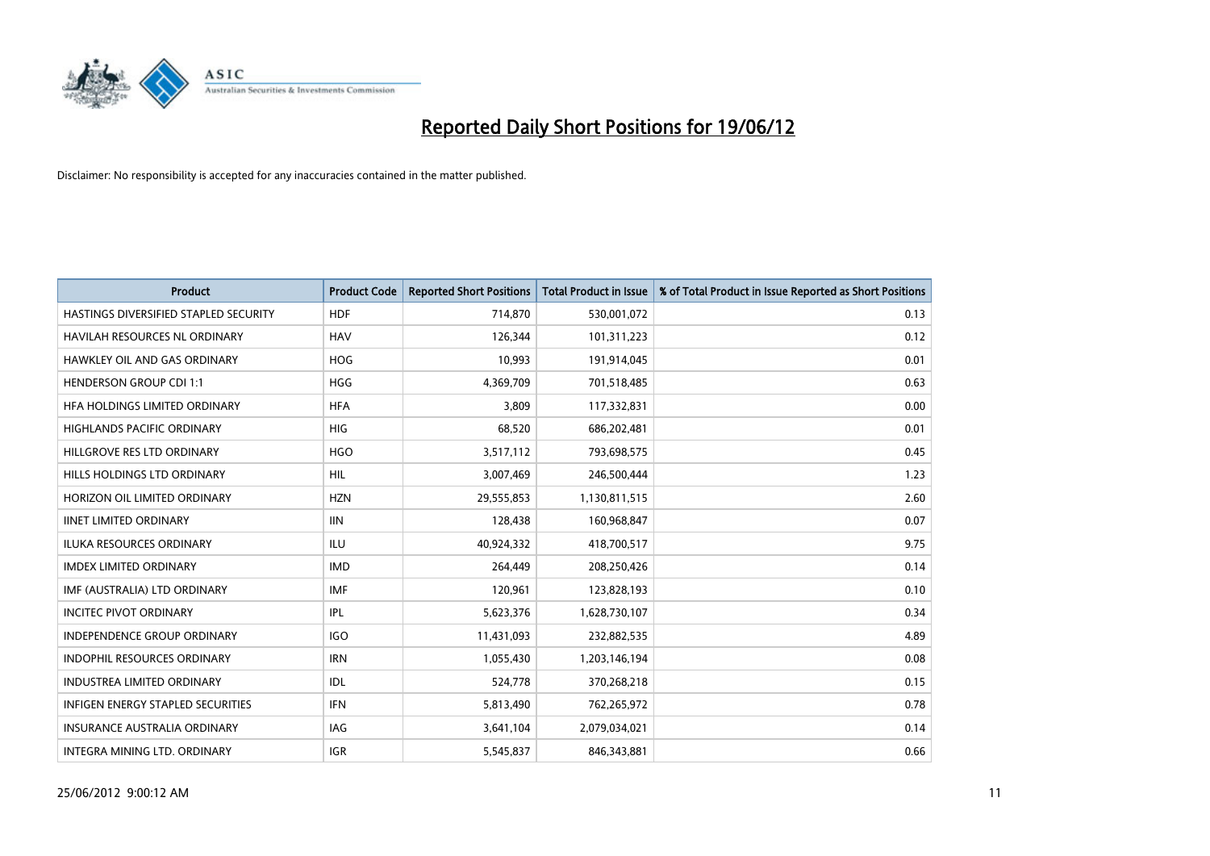# Reported Daily Short Positions for 19/06/12

Disclaimer: No responsibility is accepted for any inaccuracies contained in the matter published.

| Product | Product Code | Reported Short Positions | Total Product in Issue | % of Total Product in Issue Reported as Short Positions |
|---|---|---|---|---|
| HASTINGS DIVERSIFIED STAPLED SECURITY | HDF | 714,870 | 530,001,072 | 0.13 |
| HAVILAH RESOURCES NL ORDINARY | HAV | 126,344 | 101,311,223 | 0.12 |
| HAWKLEY OIL AND GAS ORDINARY | HOG | 10,993 | 191,914,045 | 0.01 |
| HENDERSON GROUP CDI 1:1 | HGG | 4,369,709 | 701,518,485 | 0.63 |
| HFA HOLDINGS LIMITED ORDINARY | HFA | 3,809 | 117,332,831 | 0.00 |
| HIGHLANDS PACIFIC ORDINARY | HIG | 68,520 | 686,202,481 | 0.01 |
| HILLGROVE RES LTD ORDINARY | HGO | 3,517,112 | 793,698,575 | 0.45 |
| HILLS HOLDINGS LTD ORDINARY | HIL | 3,007,469 | 246,500,444 | 1.23 |
| HORIZON OIL LIMITED ORDINARY | HZN | 29,555,853 | 1,130,811,515 | 2.60 |
| IINET LIMITED ORDINARY | IIN | 128,438 | 160,968,847 | 0.07 |
| ILUKA RESOURCES ORDINARY | ILU | 40,924,332 | 418,700,517 | 9.75 |
| IMDEX LIMITED ORDINARY | IMD | 264,449 | 208,250,426 | 0.14 |
| IMF (AUSTRALIA) LTD ORDINARY | IMF | 120,961 | 123,828,193 | 0.10 |
| INCITEC PIVOT ORDINARY | IPL | 5,623,376 | 1,628,730,107 | 0.34 |
| INDEPENDENCE GROUP ORDINARY | IGO | 11,431,093 | 232,882,535 | 4.89 |
| INDOPHIL RESOURCES ORDINARY | IRN | 1,055,430 | 1,203,146,194 | 0.08 |
| INDUSTREA LIMITED ORDINARY | IDL | 524,778 | 370,268,218 | 0.15 |
| INFIGEN ENERGY STAPLED SECURITIES | IFN | 5,813,490 | 762,265,972 | 0.78 |
| INSURANCE AUSTRALIA ORDINARY | IAG | 3,641,104 | 2,079,034,021 | 0.14 |
| INTEGRA MINING LTD. ORDINARY | IGR | 5,545,837 | 846,343,881 | 0.66 |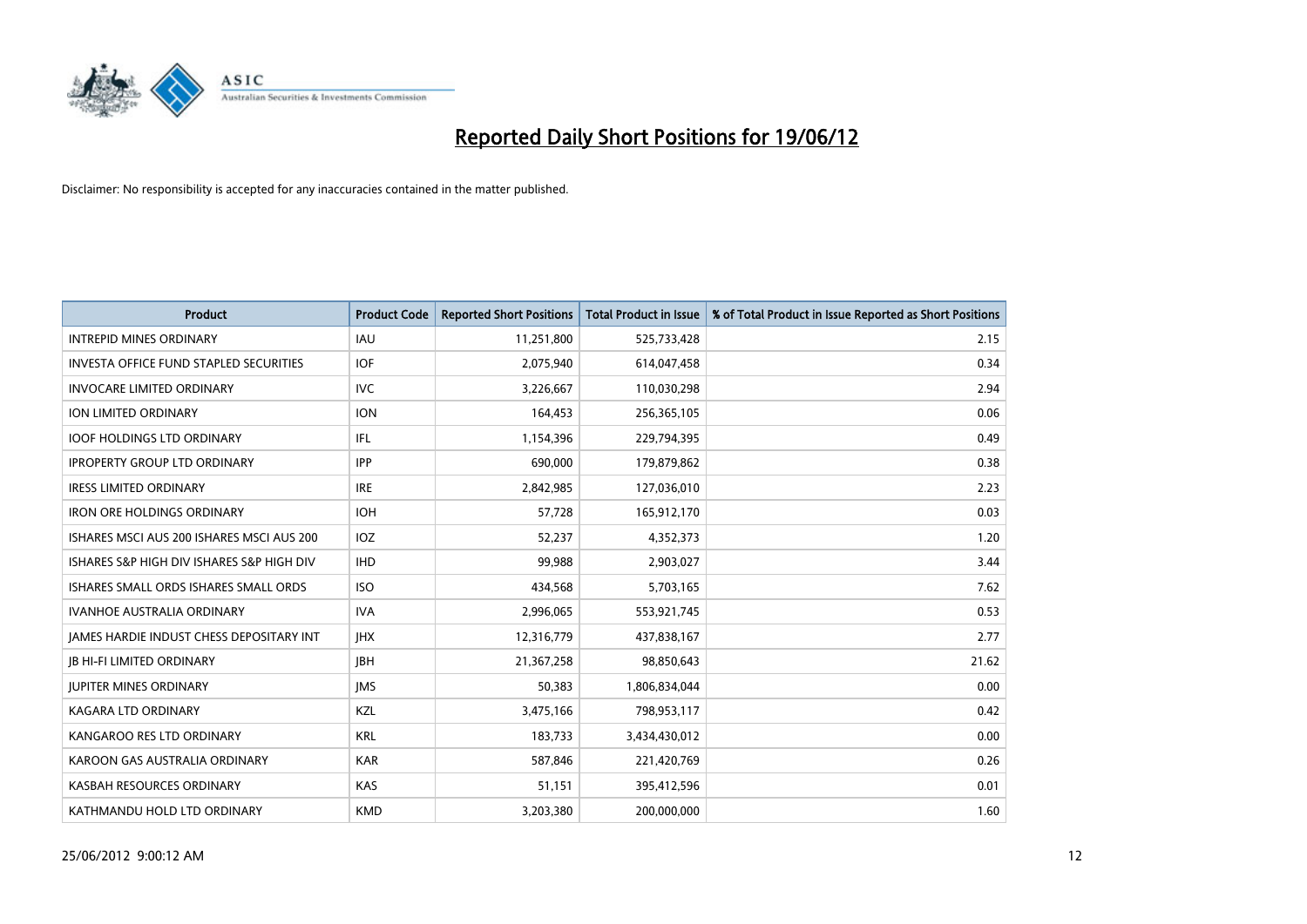# Reported Daily Short Positions for 19/06/12

Disclaimer: No responsibility is accepted for any inaccuracies contained in the matter published.

| Product | Product Code | Reported Short Positions | Total Product in Issue | % of Total Product in Issue Reported as Short Positions |
|---|---|---|---|---|
| INTREPID MINES ORDINARY | IAU | 11,251,800 | 525,733,428 | 2.15 |
| INVESTA OFFICE FUND STAPLED SECURITIES | IOF | 2,075,940 | 614,047,458 | 0.34 |
| INVOCARE LIMITED ORDINARY | IVC | 3,226,667 | 110,030,298 | 2.94 |
| ION LIMITED ORDINARY | ION | 164,453 | 256,365,105 | 0.06 |
| IOOF HOLDINGS LTD ORDINARY | IFL | 1,154,396 | 229,794,395 | 0.49 |
| IPROPERTY GROUP LTD ORDINARY | IPP | 690,000 | 179,879,862 | 0.38 |
| IRESS LIMITED ORDINARY | IRE | 2,842,985 | 127,036,010 | 2.23 |
| IRON ORE HOLDINGS ORDINARY | IOH | 57,728 | 165,912,170 | 0.03 |
| ISHARES MSCI AUS 200 ISHARES MSCI AUS 200 | IOZ | 52,237 | 4,352,373 | 1.20 |
| ISHARES S&P HIGH DIV ISHARES S&P HIGH DIV | IHD | 99,988 | 2,903,027 | 3.44 |
| ISHARES SMALL ORDS ISHARES SMALL ORDS | ISO | 434,568 | 5,703,165 | 7.62 |
| IVANHOE AUSTRALIA ORDINARY | IVA | 2,996,065 | 553,921,745 | 0.53 |
| JAMES HARDIE INDUST CHESS DEPOSITARY INT | JHX | 12,316,779 | 437,838,167 | 2.77 |
| JB HI-FI LIMITED ORDINARY | JBH | 21,367,258 | 98,850,643 | 21.62 |
| JUPITER MINES ORDINARY | JMS | 50,383 | 1,806,834,044 | 0.00 |
| KAGARA LTD ORDINARY | KZL | 3,475,166 | 798,953,117 | 0.42 |
| KANGAROO RES LTD ORDINARY | KRL | 183,733 | 3,434,430,012 | 0.00 |
| KAROON GAS AUSTRALIA ORDINARY | KAR | 587,846 | 221,420,769 | 0.26 |
| KASBAH RESOURCES ORDINARY | KAS | 51,151 | 395,412,596 | 0.01 |
| KATHMANDU HOLD LTD ORDINARY | KMD | 3,203,380 | 200,000,000 | 1.60 |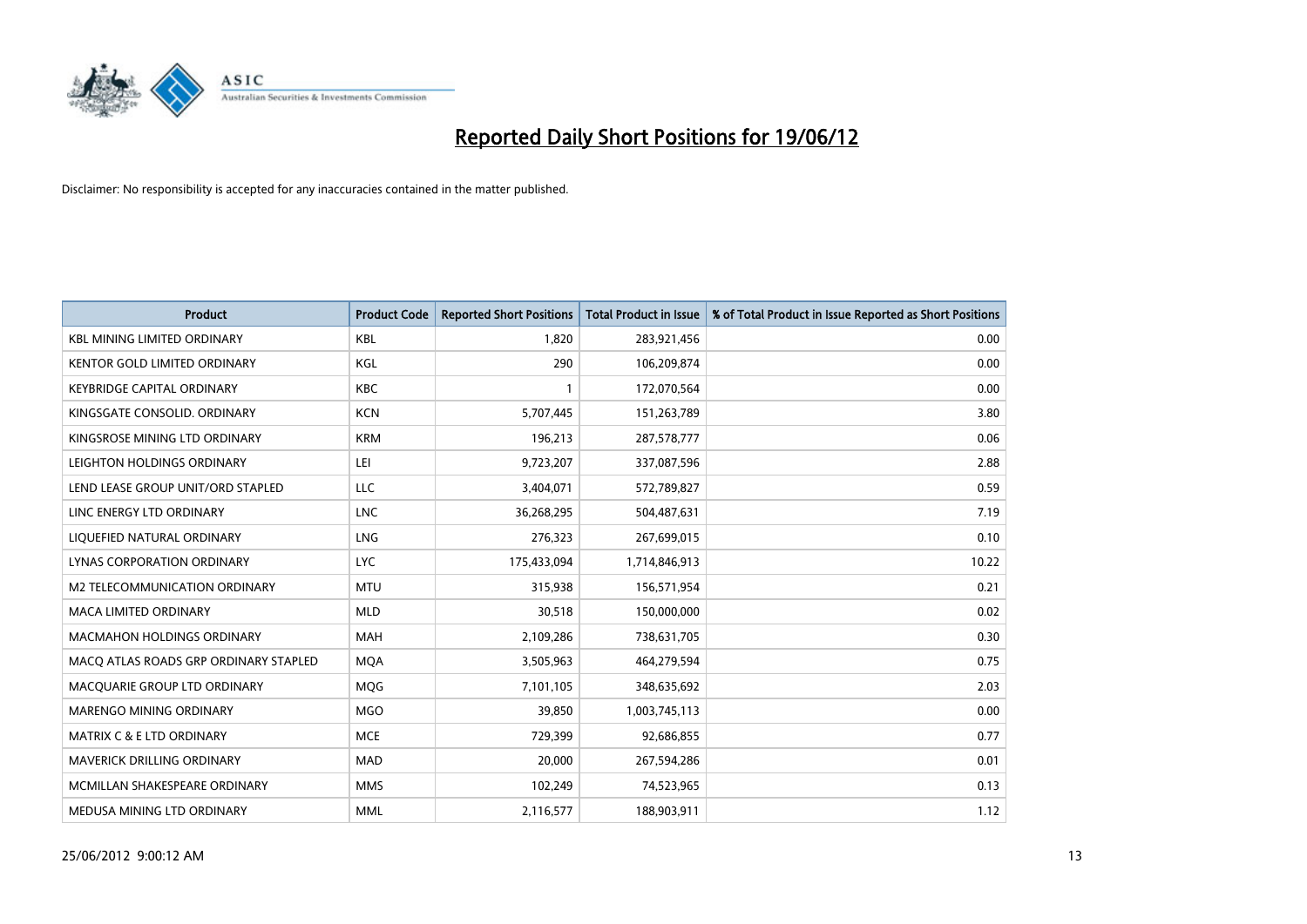# Reported Daily Short Positions for 19/06/12

Disclaimer: No responsibility is accepted for any inaccuracies contained in the matter published.

| Product | Product Code | Reported Short Positions | Total Product in Issue | % of Total Product in Issue Reported as Short Positions |
|---|---|---|---|---|
| KBL MINING LIMITED ORDINARY | KBL | 1,820 | 283,921,456 | 0.00 |
| KENTOR GOLD LIMITED ORDINARY | KGL | 290 | 106,209,874 | 0.00 |
| KEYBRIDGE CAPITAL ORDINARY | KBC | 1 | 172,070,564 | 0.00 |
| KINGSGATE CONSOLID. ORDINARY | KCN | 5,707,445 | 151,263,789 | 3.80 |
| KINGSROSE MINING LTD ORDINARY | KRM | 196,213 | 287,578,777 | 0.06 |
| LEIGHTON HOLDINGS ORDINARY | LEI | 9,723,207 | 337,087,596 | 2.88 |
| LEND LEASE GROUP UNIT/ORD STAPLED | LLC | 3,404,071 | 572,789,827 | 0.59 |
| LINC ENERGY LTD ORDINARY | LNC | 36,268,295 | 504,487,631 | 7.19 |
| LIQUEFIED NATURAL ORDINARY | LNG | 276,323 | 267,699,015 | 0.10 |
| LYNAS CORPORATION ORDINARY | LYC | 175,433,094 | 1,714,846,913 | 10.22 |
| M2 TELECOMMUNICATION ORDINARY | MTU | 315,938 | 156,571,954 | 0.21 |
| MACA LIMITED ORDINARY | MLD | 30,518 | 150,000,000 | 0.02 |
| MACMAHON HOLDINGS ORDINARY | MAH | 2,109,286 | 738,631,705 | 0.30 |
| MACQ ATLAS ROADS GRP ORDINARY STAPLED | MQA | 3,505,963 | 464,279,594 | 0.75 |
| MACQUARIE GROUP LTD ORDINARY | MQG | 7,101,105 | 348,635,692 | 2.03 |
| MARENGO MINING ORDINARY | MGO | 39,850 | 1,003,745,113 | 0.00 |
| MATRIX C & E LTD ORDINARY | MCE | 729,399 | 92,686,855 | 0.77 |
| MAVERICK DRILLING ORDINARY | MAD | 20,000 | 267,594,286 | 0.01 |
| MCMILLAN SHAKESPEARE ORDINARY | MMS | 102,249 | 74,523,965 | 0.13 |
| MEDUSA MINING LTD ORDINARY | MML | 2,116,577 | 188,903,911 | 1.12 |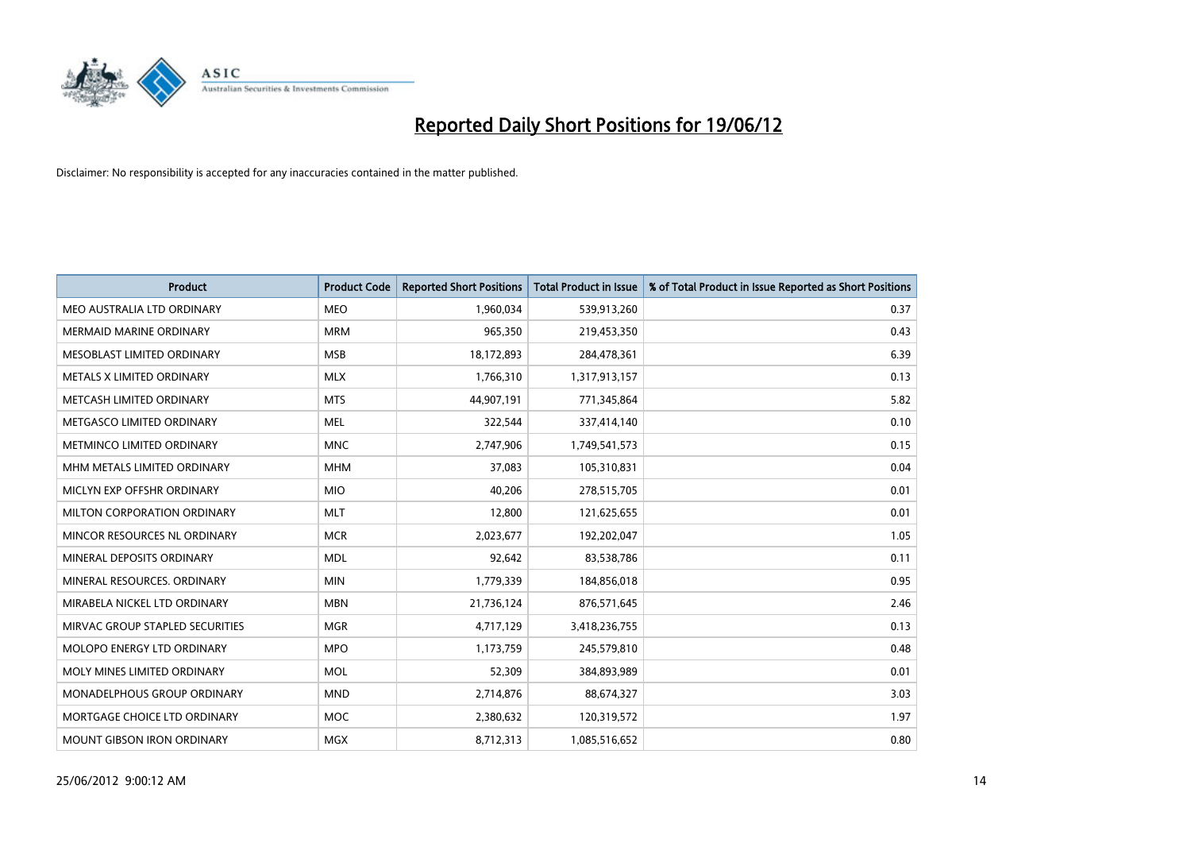# Reported Daily Short Positions for 19/06/12

Disclaimer: No responsibility is accepted for any inaccuracies contained in the matter published.

| Product | Product Code | Reported Short Positions | Total Product in Issue | % of Total Product in Issue Reported as Short Positions |
|---|---|---|---|---|
| MEO AUSTRALIA LTD ORDINARY | MEO | 1,960,034 | 539,913,260 | 0.37 |
| MERMAID MARINE ORDINARY | MRM | 965,350 | 219,453,350 | 0.43 |
| MESOBLAST LIMITED ORDINARY | MSB | 18,172,893 | 284,478,361 | 6.39 |
| METALS X LIMITED ORDINARY | MLX | 1,766,310 | 1,317,913,157 | 0.13 |
| METCASH LIMITED ORDINARY | MTS | 44,907,191 | 771,345,864 | 5.82 |
| METGASCO LIMITED ORDINARY | MEL | 322,544 | 337,414,140 | 0.10 |
| METMINCO LIMITED ORDINARY | MNC | 2,747,906 | 1,749,541,573 | 0.15 |
| MHM METALS LIMITED ORDINARY | MHM | 37,083 | 105,310,831 | 0.04 |
| MICLYN EXP OFFSHR ORDINARY | MIO | 40,206 | 278,515,705 | 0.01 |
| MILTON CORPORATION ORDINARY | MLT | 12,800 | 121,625,655 | 0.01 |
| MINCOR RESOURCES NL ORDINARY | MCR | 2,023,677 | 192,202,047 | 1.05 |
| MINERAL DEPOSITS ORDINARY | MDL | 92,642 | 83,538,786 | 0.11 |
| MINERAL RESOURCES. ORDINARY | MIN | 1,779,339 | 184,856,018 | 0.95 |
| MIRABELA NICKEL LTD ORDINARY | MBN | 21,736,124 | 876,571,645 | 2.46 |
| MIRVAC GROUP STAPLED SECURITIES | MGR | 4,717,129 | 3,418,236,755 | 0.13 |
| MOLOPO ENERGY LTD ORDINARY | MPO | 1,173,759 | 245,579,810 | 0.48 |
| MOLY MINES LIMITED ORDINARY | MOL | 52,309 | 384,893,989 | 0.01 |
| MONADELPHOUS GROUP ORDINARY | MND | 2,714,876 | 88,674,327 | 3.03 |
| MORTGAGE CHOICE LTD ORDINARY | MOC | 2,380,632 | 120,319,572 | 1.97 |
| MOUNT GIBSON IRON ORDINARY | MGX | 8,712,313 | 1,085,516,652 | 0.80 |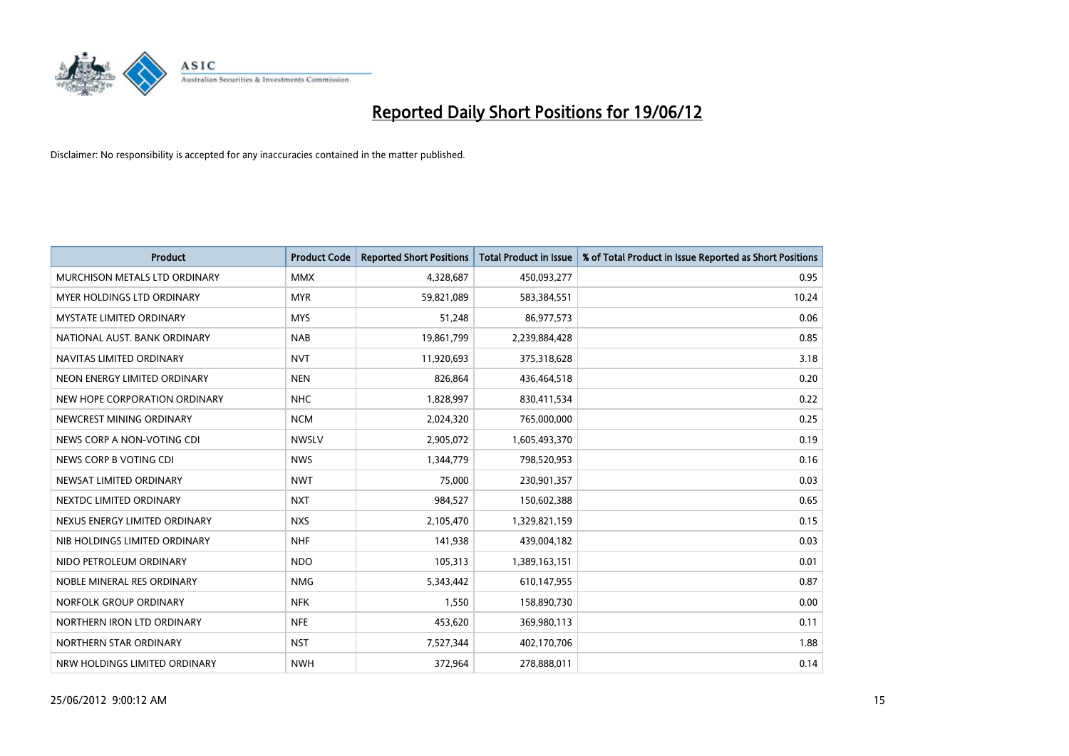# Reported Daily Short Positions for 19/06/12

Disclaimer: No responsibility is accepted for any inaccuracies contained in the matter published.

| Product | Product Code | Reported Short Positions | Total Product in Issue | % of Total Product in Issue Reported as Short Positions |
|---|---|---|---|---|
| MURCHISON METALS LTD ORDINARY | MMX | 4,328,687 | 450,093,277 | 0.95 |
| MYER HOLDINGS LTD ORDINARY | MYR | 59,821,089 | 583,384,551 | 10.24 |
| MYSTATE LIMITED ORDINARY | MYS | 51,248 | 86,977,573 | 0.06 |
| NATIONAL AUST. BANK ORDINARY | NAB | 19,861,799 | 2,239,884,428 | 0.85 |
| NAVITAS LIMITED ORDINARY | NVT | 11,920,693 | 375,318,628 | 3.18 |
| NEON ENERGY LIMITED ORDINARY | NEN | 826,864 | 436,464,518 | 0.20 |
| NEW HOPE CORPORATION ORDINARY | NHC | 1,828,997 | 830,411,534 | 0.22 |
| NEWCREST MINING ORDINARY | NCM | 2,024,320 | 765,000,000 | 0.25 |
| NEWS CORP A NON-VOTING CDI | NWSLV | 2,905,072 | 1,605,493,370 | 0.19 |
| NEWS CORP B VOTING CDI | NWS | 1,344,779 | 798,520,953 | 0.16 |
| NEWSAT LIMITED ORDINARY | NWT | 75,000 | 230,901,357 | 0.03 |
| NEXTDC LIMITED ORDINARY | NXT | 984,527 | 150,602,388 | 0.65 |
| NEXUS ENERGY LIMITED ORDINARY | NXS | 2,105,470 | 1,329,821,159 | 0.15 |
| NIB HOLDINGS LIMITED ORDINARY | NHF | 141,938 | 439,004,182 | 0.03 |
| NIDO PETROLEUM ORDINARY | NDO | 105,313 | 1,389,163,151 | 0.01 |
| NOBLE MINERAL RES ORDINARY | NMG | 5,343,442 | 610,147,955 | 0.87 |
| NORFOLK GROUP ORDINARY | NFK | 1,550 | 158,890,730 | 0.00 |
| NORTHERN IRON LTD ORDINARY | NFE | 453,620 | 369,980,113 | 0.11 |
| NORTHERN STAR ORDINARY | NST | 7,527,344 | 402,170,706 | 1.88 |
| NRW HOLDINGS LIMITED ORDINARY | NWH | 372,964 | 278,888,011 | 0.14 |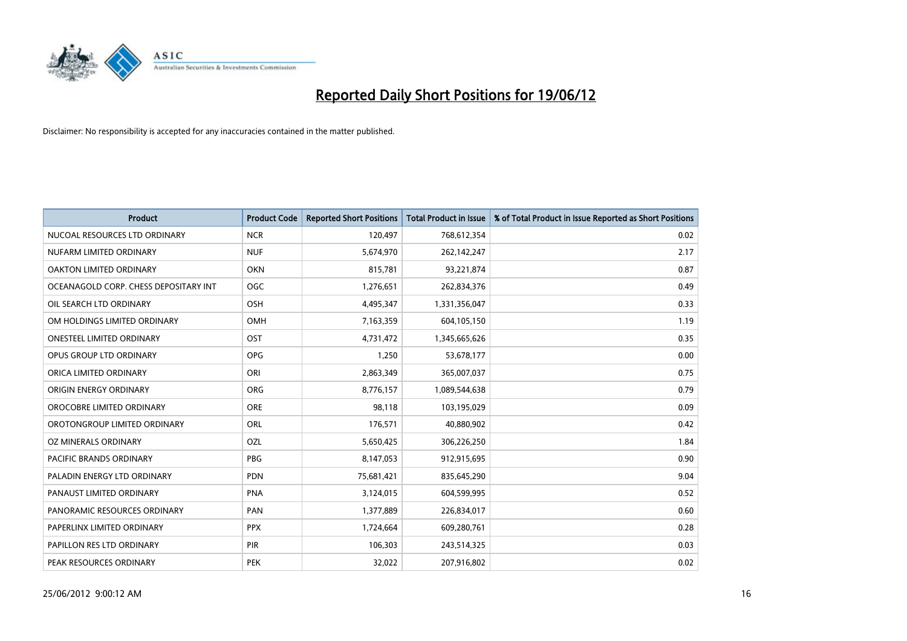# Reported Daily Short Positions for 19/06/12

Disclaimer: No responsibility is accepted for any inaccuracies contained in the matter published.

| Product | Product Code | Reported Short Positions | Total Product in Issue | % of Total Product in Issue Reported as Short Positions |
|---|---|---|---|---|
| NUCOAL RESOURCES LTD ORDINARY | NCR | 120,497 | 768,612,354 | 0.02 |
| NUFARM LIMITED ORDINARY | NUF | 5,674,970 | 262,142,247 | 2.17 |
| OAKTON LIMITED ORDINARY | OKN | 815,781 | 93,221,874 | 0.87 |
| OCEANAGOLD CORP. CHESS DEPOSITARY INT | OGC | 1,276,651 | 262,834,376 | 0.49 |
| OIL SEARCH LTD ORDINARY | OSH | 4,495,347 | 1,331,356,047 | 0.33 |
| OM HOLDINGS LIMITED ORDINARY | OMH | 7,163,359 | 604,105,150 | 1.19 |
| ONESTEEL LIMITED ORDINARY | OST | 4,731,472 | 1,345,665,626 | 0.35 |
| OPUS GROUP LTD ORDINARY | OPG | 1,250 | 53,678,177 | 0.00 |
| ORICA LIMITED ORDINARY | ORI | 2,863,349 | 365,007,037 | 0.75 |
| ORIGIN ENERGY ORDINARY | ORG | 8,776,157 | 1,089,544,638 | 0.79 |
| OROCOBRE LIMITED ORDINARY | ORE | 98,118 | 103,195,029 | 0.09 |
| OROTONGROUP LIMITED ORDINARY | ORL | 176,571 | 40,880,902 | 0.42 |
| OZ MINERALS ORDINARY | OZL | 5,650,425 | 306,226,250 | 1.84 |
| PACIFIC BRANDS ORDINARY | PBG | 8,147,053 | 912,915,695 | 0.90 |
| PALADIN ENERGY LTD ORDINARY | PDN | 75,681,421 | 835,645,290 | 9.04 |
| PANAUST LIMITED ORDINARY | PNA | 3,124,015 | 604,599,995 | 0.52 |
| PANORAMIC RESOURCES ORDINARY | PAN | 1,377,889 | 226,834,017 | 0.60 |
| PAPERLINX LIMITED ORDINARY | PPX | 1,724,664 | 609,280,761 | 0.28 |
| PAPILLON RES LTD ORDINARY | PIR | 106,303 | 243,514,325 | 0.03 |
| PEAK RESOURCES ORDINARY | PEK | 32,022 | 207,916,802 | 0.02 |

25/06/2012 9:00:12 AM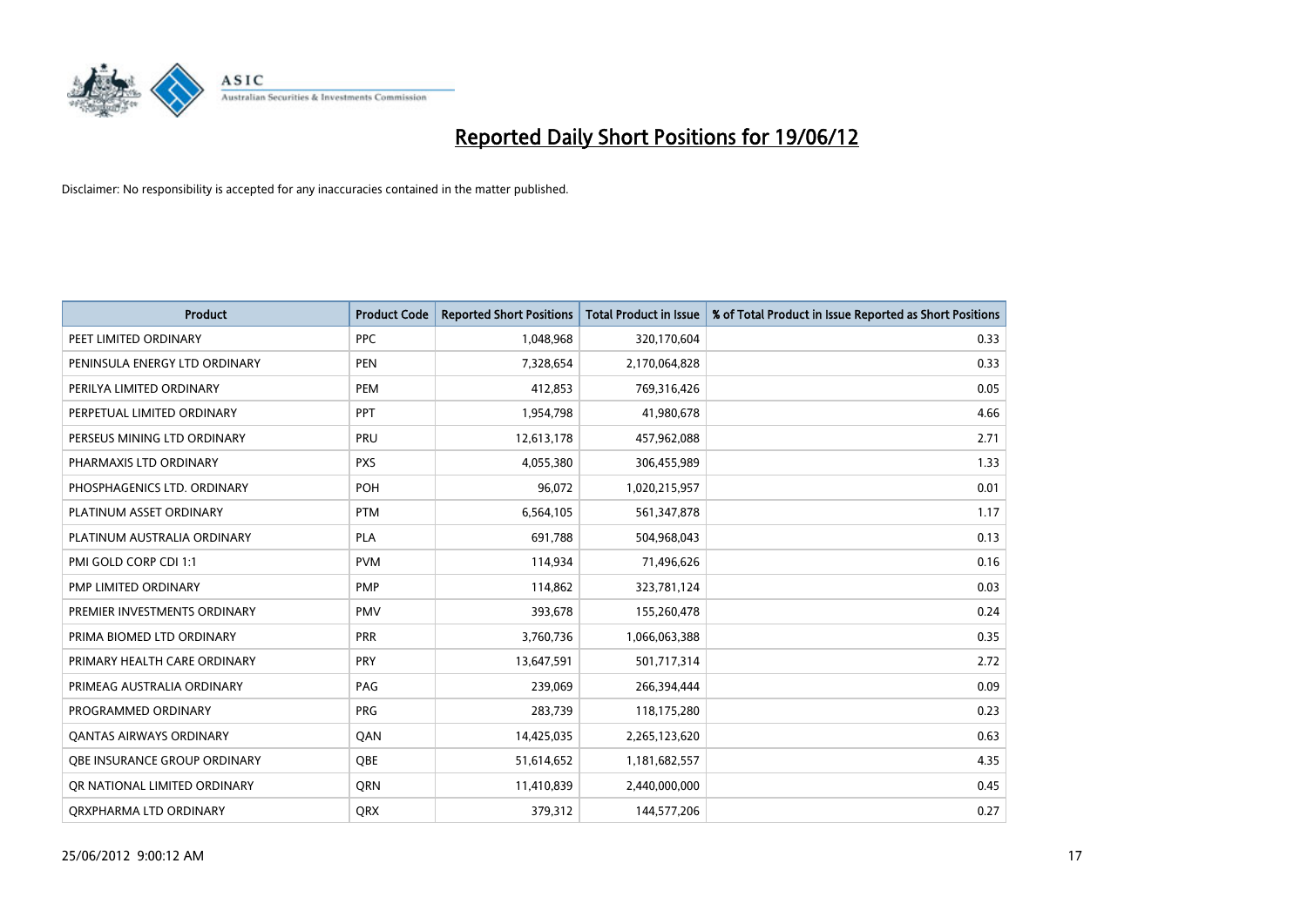# Reported Daily Short Positions for 19/06/12

Disclaimer: No responsibility is accepted for any inaccuracies contained in the matter published.

| Product | Product Code | Reported Short Positions | Total Product in Issue | % of Total Product in Issue Reported as Short Positions |
|---|---|---|---|---|
| PEET LIMITED ORDINARY | PPC | 1,048,968 | 320,170,604 | 0.33 |
| PENINSULA ENERGY LTD ORDINARY | PEN | 7,328,654 | 2,170,064,828 | 0.33 |
| PERILYA LIMITED ORDINARY | PEM | 412,853 | 769,316,426 | 0.05 |
| PERPETUAL LIMITED ORDINARY | PPT | 1,954,798 | 41,980,678 | 4.66 |
| PERSEUS MINING LTD ORDINARY | PRU | 12,613,178 | 457,962,088 | 2.71 |
| PHARMAXIS LTD ORDINARY | PXS | 4,055,380 | 306,455,989 | 1.33 |
| PHOSPHAGENICS LTD. ORDINARY | POH | 96,072 | 1,020,215,957 | 0.01 |
| PLATINUM ASSET ORDINARY | PTM | 6,564,105 | 561,347,878 | 1.17 |
| PLATINUM AUSTRALIA ORDINARY | PLA | 691,788 | 504,968,043 | 0.13 |
| PMI GOLD CORP CDI 1:1 | PVM | 114,934 | 71,496,626 | 0.16 |
| PMP LIMITED ORDINARY | PMP | 114,862 | 323,781,124 | 0.03 |
| PREMIER INVESTMENTS ORDINARY | PMV | 393,678 | 155,260,478 | 0.24 |
| PRIMA BIOMED LTD ORDINARY | PRR | 3,760,736 | 1,066,063,388 | 0.35 |
| PRIMARY HEALTH CARE ORDINARY | PRY | 13,647,591 | 501,717,314 | 2.72 |
| PRIMEAG AUSTRALIA ORDINARY | PAG | 239,069 | 266,394,444 | 0.09 |
| PROGRAMMED ORDINARY | PRG | 283,739 | 118,175,280 | 0.23 |
| QANTAS AIRWAYS ORDINARY | QAN | 14,425,035 | 2,265,123,620 | 0.63 |
| QBE INSURANCE GROUP ORDINARY | QBE | 51,614,652 | 1,181,682,557 | 4.35 |
| QR NATIONAL LIMITED ORDINARY | QRN | 11,410,839 | 2,440,000,000 | 0.45 |
| QRXPHARMA LTD ORDINARY | QRX | 379,312 | 144,577,206 | 0.27 |

25/06/2012 9:00:12 AM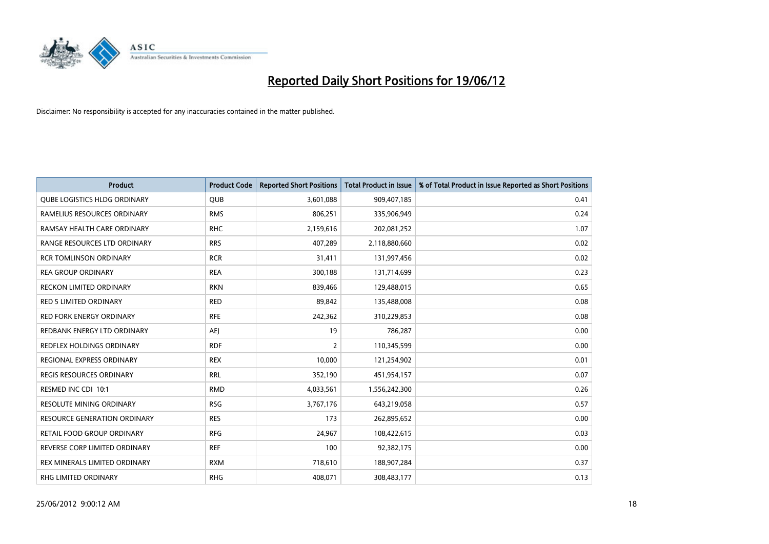# Reported Daily Short Positions for 19/06/12

Disclaimer: No responsibility is accepted for any inaccuracies contained in the matter published.

| Product | Product Code | Reported Short Positions | Total Product in Issue | % of Total Product in Issue Reported as Short Positions |
|---|---|---|---|---|
| QUBE LOGISTICS HLDG ORDINARY | QUB | 3,601,088 | 909,407,185 | 0.41 |
| RAMELIUS RESOURCES ORDINARY | RMS | 806,251 | 335,906,949 | 0.24 |
| RAMSAY HEALTH CARE ORDINARY | RHC | 2,159,616 | 202,081,252 | 1.07 |
| RANGE RESOURCES LTD ORDINARY | RRS | 407,289 | 2,118,880,660 | 0.02 |
| RCR TOMLINSON ORDINARY | RCR | 31,411 | 131,997,456 | 0.02 |
| REA GROUP ORDINARY | REA | 300,188 | 131,714,699 | 0.23 |
| RECKON LIMITED ORDINARY | RKN | 839,466 | 129,488,015 | 0.65 |
| RED 5 LIMITED ORDINARY | RED | 89,842 | 135,488,008 | 0.08 |
| RED FORK ENERGY ORDINARY | RFE | 242,362 | 310,229,853 | 0.08 |
| REDBANK ENERGY LTD ORDINARY | AEJ | 19 | 786,287 | 0.00 |
| REDFLEX HOLDINGS ORDINARY | RDF | 2 | 110,345,599 | 0.00 |
| REGIONAL EXPRESS ORDINARY | REX | 10,000 | 121,254,902 | 0.01 |
| REGIS RESOURCES ORDINARY | RRL | 352,190 | 451,954,157 | 0.07 |
| RESMED INC CDI 10:1 | RMD | 4,033,561 | 1,556,242,300 | 0.26 |
| RESOLUTE MINING ORDINARY | RSG | 3,767,176 | 643,219,058 | 0.57 |
| RESOURCE GENERATION ORDINARY | RES | 173 | 262,895,652 | 0.00 |
| RETAIL FOOD GROUP ORDINARY | RFG | 24,967 | 108,422,615 | 0.03 |
| REVERSE CORP LIMITED ORDINARY | REF | 100 | 92,382,175 | 0.00 |
| REX MINERALS LIMITED ORDINARY | RXM | 718,610 | 188,907,284 | 0.37 |
| RHG LIMITED ORDINARY | RHG | 408,071 | 308,483,177 | 0.13 |

25/06/2012 9:00:12 AM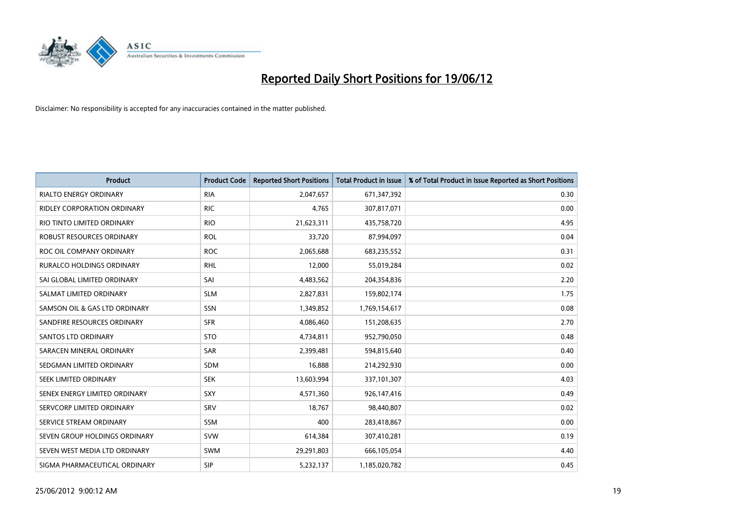# Reported Daily Short Positions for 19/06/12

Disclaimer: No responsibility is accepted for any inaccuracies contained in the matter published.

| Product | Product Code | Reported Short Positions | Total Product in Issue | % of Total Product in Issue Reported as Short Positions |
|---|---|---|---|---|
| RIALTO ENERGY ORDINARY | RIA | 2,047,657 | 671,347,392 | 0.30 |
| RIDLEY CORPORATION ORDINARY | RIC | 4,765 | 307,817,071 | 0.00 |
| RIO TINTO LIMITED ORDINARY | RIO | 21,623,311 | 435,758,720 | 4.95 |
| ROBUST RESOURCES ORDINARY | ROL | 33,720 | 87,994,097 | 0.04 |
| ROC OIL COMPANY ORDINARY | ROC | 2,065,688 | 683,235,552 | 0.31 |
| RURALCO HOLDINGS ORDINARY | RHL | 12,000 | 55,019,284 | 0.02 |
| SAI GLOBAL LIMITED ORDINARY | SAI | 4,483,562 | 204,354,836 | 2.20 |
| SALMAT LIMITED ORDINARY | SLM | 2,827,831 | 159,802,174 | 1.75 |
| SAMSON OIL & GAS LTD ORDINARY | SSN | 1,349,852 | 1,769,154,617 | 0.08 |
| SANDFIRE RESOURCES ORDINARY | SFR | 4,086,460 | 151,208,635 | 2.70 |
| SANTOS LTD ORDINARY | STO | 4,734,811 | 952,790,050 | 0.48 |
| SARACEN MINERAL ORDINARY | SAR | 2,399,481 | 594,815,640 | 0.40 |
| SEDGMAN LIMITED ORDINARY | SDM | 16,888 | 214,292,930 | 0.00 |
| SEEK LIMITED ORDINARY | SEK | 13,603,994 | 337,101,307 | 4.03 |
| SENEX ENERGY LIMITED ORDINARY | SXY | 4,571,360 | 926,147,416 | 0.49 |
| SERVCORP LIMITED ORDINARY | SRV | 18,767 | 98,440,807 | 0.02 |
| SERVICE STREAM ORDINARY | SSM | 400 | 283,418,867 | 0.00 |
| SEVEN GROUP HOLDINGS ORDINARY | SVW | 614,384 | 307,410,281 | 0.19 |
| SEVEN WEST MEDIA LTD ORDINARY | SWM | 29,291,803 | 666,105,054 | 4.40 |
| SIGMA PHARMACEUTICAL ORDINARY | SIP | 5,232,137 | 1,185,020,782 | 0.45 |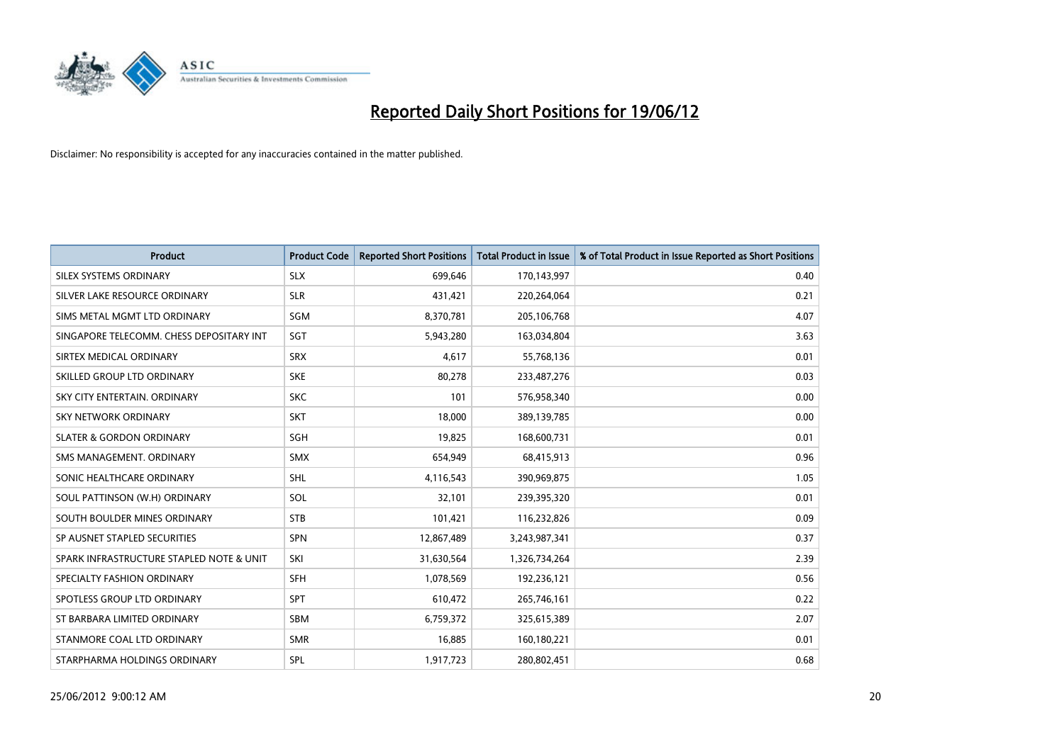# Reported Daily Short Positions for 19/06/12

Disclaimer: No responsibility is accepted for any inaccuracies contained in the matter published.

| Product | Product Code | Reported Short Positions | Total Product in Issue | % of Total Product in Issue Reported as Short Positions |
|---|---|---|---|---|
| SILEX SYSTEMS ORDINARY | SLX | 699,646 | 170,143,997 | 0.40 |
| SILVER LAKE RESOURCE ORDINARY | SLR | 431,421 | 220,264,064 | 0.21 |
| SIMS METAL MGMT LTD ORDINARY | SGM | 8,370,781 | 205,106,768 | 4.07 |
| SINGAPORE TELECOMM. CHESS DEPOSITARY INT | SGT | 5,943,280 | 163,034,804 | 3.63 |
| SIRTEX MEDICAL ORDINARY | SRX | 4,617 | 55,768,136 | 0.01 |
| SKILLED GROUP LTD ORDINARY | SKE | 80,278 | 233,487,276 | 0.03 |
| SKY CITY ENTERTAIN. ORDINARY | SKC | 101 | 576,958,340 | 0.00 |
| SKY NETWORK ORDINARY | SKT | 18,000 | 389,139,785 | 0.00 |
| SLATER & GORDON ORDINARY | SGH | 19,825 | 168,600,731 | 0.01 |
| SMS MANAGEMENT. ORDINARY | SMX | 654,949 | 68,415,913 | 0.96 |
| SONIC HEALTHCARE ORDINARY | SHL | 4,116,543 | 390,969,875 | 1.05 |
| SOUL PATTINSON (W.H) ORDINARY | SOL | 32,101 | 239,395,320 | 0.01 |
| SOUTH BOULDER MINES ORDINARY | STB | 101,421 | 116,232,826 | 0.09 |
| SP AUSNET STAPLED SECURITIES | SPN | 12,867,489 | 3,243,987,341 | 0.37 |
| SPARK INFRASTRUCTURE STAPLED NOTE & UNIT | SKI | 31,630,564 | 1,326,734,264 | 2.39 |
| SPECIALTY FASHION ORDINARY | SFH | 1,078,569 | 192,236,121 | 0.56 |
| SPOTLESS GROUP LTD ORDINARY | SPT | 610,472 | 265,746,161 | 0.22 |
| ST BARBARA LIMITED ORDINARY | SBM | 6,759,372 | 325,615,389 | 2.07 |
| STANMORE COAL LTD ORDINARY | SMR | 16,885 | 160,180,221 | 0.01 |
| STARPHARMA HOLDINGS ORDINARY | SPL | 1,917,723 | 280,802,451 | 0.68 |

25/06/2012 9:00:12 AM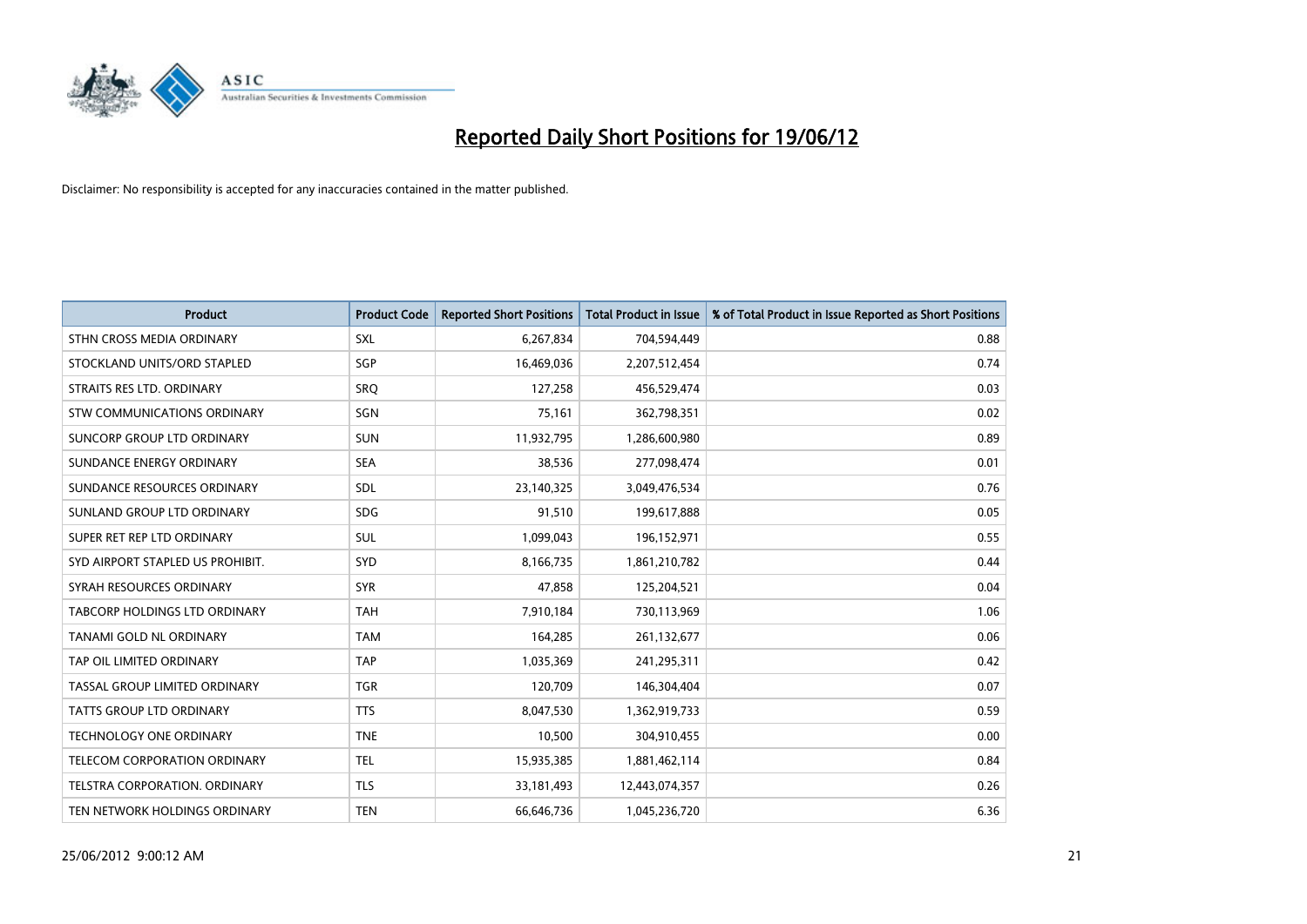# Reported Daily Short Positions for 19/06/12

Disclaimer: No responsibility is accepted for any inaccuracies contained in the matter published.

| Product | Product Code | Reported Short Positions | Total Product in Issue | % of Total Product in Issue Reported as Short Positions |
|---|---|---|---|---|
| STHN CROSS MEDIA ORDINARY | SXL | 6,267,834 | 704,594,449 | 0.88 |
| STOCKLAND UNITS/ORD STAPLED | SGP | 16,469,036 | 2,207,512,454 | 0.74 |
| STRAITS RES LTD. ORDINARY | SRQ | 127,258 | 456,529,474 | 0.03 |
| STW COMMUNICATIONS ORDINARY | SGN | 75,161 | 362,798,351 | 0.02 |
| SUNCORP GROUP LTD ORDINARY | SUN | 11,932,795 | 1,286,600,980 | 0.89 |
| SUNDANCE ENERGY ORDINARY | SEA | 38,536 | 277,098,474 | 0.01 |
| SUNDANCE RESOURCES ORDINARY | SDL | 23,140,325 | 3,049,476,534 | 0.76 |
| SUNLAND GROUP LTD ORDINARY | SDG | 91,510 | 199,617,888 | 0.05 |
| SUPER RET REP LTD ORDINARY | SUL | 1,099,043 | 196,152,971 | 0.55 |
| SYD AIRPORT STAPLED US PROHIBIT. | SYD | 8,166,735 | 1,861,210,782 | 0.44 |
| SYRAH RESOURCES ORDINARY | SYR | 47,858 | 125,204,521 | 0.04 |
| TABCORP HOLDINGS LTD ORDINARY | TAH | 7,910,184 | 730,113,969 | 1.06 |
| TANAMI GOLD NL ORDINARY | TAM | 164,285 | 261,132,677 | 0.06 |
| TAP OIL LIMITED ORDINARY | TAP | 1,035,369 | 241,295,311 | 0.42 |
| TASSAL GROUP LIMITED ORDINARY | TGR | 120,709 | 146,304,404 | 0.07 |
| TATTS GROUP LTD ORDINARY | TTS | 8,047,530 | 1,362,919,733 | 0.59 |
| TECHNOLOGY ONE ORDINARY | TNE | 10,500 | 304,910,455 | 0.00 |
| TELECOM CORPORATION ORDINARY | TEL | 15,935,385 | 1,881,462,114 | 0.84 |
| TELSTRA CORPORATION. ORDINARY | TLS | 33,181,493 | 12,443,074,357 | 0.26 |
| TEN NETWORK HOLDINGS ORDINARY | TEN | 66,646,736 | 1,045,236,720 | 6.36 |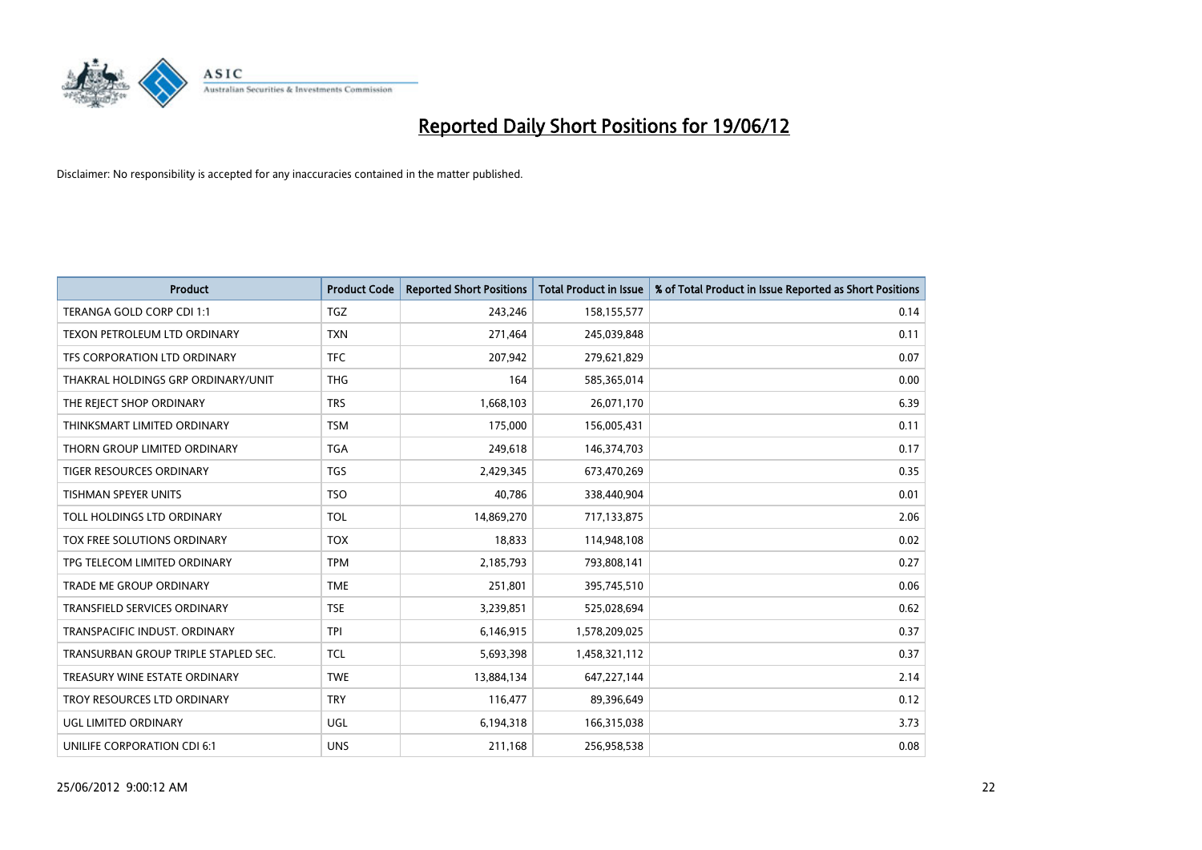# Reported Daily Short Positions for 19/06/12

Disclaimer: No responsibility is accepted for any inaccuracies contained in the matter published.

| Product | Product Code | Reported Short Positions | Total Product in Issue | % of Total Product in Issue Reported as Short Positions |
|---|---|---|---|---|
| TERANGA GOLD CORP CDI 1:1 | TGZ | 243,246 | 158,155,577 | 0.14 |
| TEXON PETROLEUM LTD ORDINARY | TXN | 271,464 | 245,039,848 | 0.11 |
| TFS CORPORATION LTD ORDINARY | TFC | 207,942 | 279,621,829 | 0.07 |
| THAKRAL HOLDINGS GRP ORDINARY/UNIT | THG | 164 | 585,365,014 | 0.00 |
| THE REJECT SHOP ORDINARY | TRS | 1,668,103 | 26,071,170 | 6.39 |
| THINKSMART LIMITED ORDINARY | TSM | 175,000 | 156,005,431 | 0.11 |
| THORN GROUP LIMITED ORDINARY | TGA | 249,618 | 146,374,703 | 0.17 |
| TIGER RESOURCES ORDINARY | TGS | 2,429,345 | 673,470,269 | 0.35 |
| TISHMAN SPEYER UNITS | TSO | 40,786 | 338,440,904 | 0.01 |
| TOLL HOLDINGS LTD ORDINARY | TOL | 14,869,270 | 717,133,875 | 2.06 |
| TOX FREE SOLUTIONS ORDINARY | TOX | 18,833 | 114,948,108 | 0.02 |
| TPG TELECOM LIMITED ORDINARY | TPM | 2,185,793 | 793,808,141 | 0.27 |
| TRADE ME GROUP ORDINARY | TME | 251,801 | 395,745,510 | 0.06 |
| TRANSFIELD SERVICES ORDINARY | TSE | 3,239,851 | 525,028,694 | 0.62 |
| TRANSPACIFIC INDUST. ORDINARY | TPI | 6,146,915 | 1,578,209,025 | 0.37 |
| TRANSURBAN GROUP TRIPLE STAPLED SEC. | TCL | 5,693,398 | 1,458,321,112 | 0.37 |
| TREASURY WINE ESTATE ORDINARY | TWE | 13,884,134 | 647,227,144 | 2.14 |
| TROY RESOURCES LTD ORDINARY | TRY | 116,477 | 89,396,649 | 0.12 |
| UGL LIMITED ORDINARY | UGL | 6,194,318 | 166,315,038 | 3.73 |
| UNILIFE CORPORATION CDI 6:1 | UNS | 211,168 | 256,958,538 | 0.08 |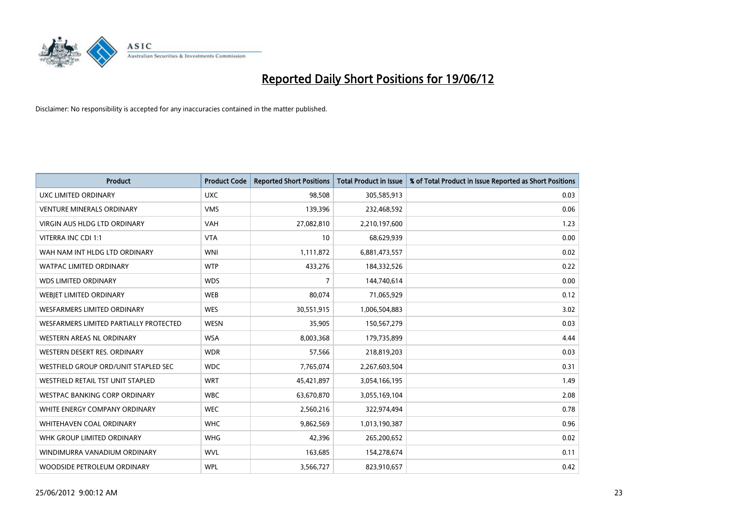# Reported Daily Short Positions for 19/06/12

Disclaimer: No responsibility is accepted for any inaccuracies contained in the matter published.

| Product | Product Code | Reported Short Positions | Total Product in Issue | % of Total Product in Issue Reported as Short Positions |
|---|---|---|---|---|
| UXC LIMITED ORDINARY | UXC | 98,508 | 305,585,913 | 0.03 |
| VENTURE MINERALS ORDINARY | VMS | 139,396 | 232,468,592 | 0.06 |
| VIRGIN AUS HLDG LTD ORDINARY | VAH | 27,082,810 | 2,210,197,600 | 1.23 |
| VITERRA INC CDI 1:1 | VTA | 10 | 68,629,939 | 0.00 |
| WAH NAM INT HLDG LTD ORDINARY | WNI | 1,111,872 | 6,881,473,557 | 0.02 |
| WATPAC LIMITED ORDINARY | WTP | 433,276 | 184,332,526 | 0.22 |
| WDS LIMITED ORDINARY | WDS | 7 | 144,740,614 | 0.00 |
| WEBJET LIMITED ORDINARY | WEB | 80,074 | 71,065,929 | 0.12 |
| WESFARMERS LIMITED ORDINARY | WES | 30,551,915 | 1,006,504,883 | 3.02 |
| WESFARMERS LIMITED PARTIALLY PROTECTED | WESN | 35,905 | 150,567,279 | 0.03 |
| WESTERN AREAS NL ORDINARY | WSA | 8,003,368 | 179,735,899 | 4.44 |
| WESTERN DESERT RES. ORDINARY | WDR | 57,566 | 218,819,203 | 0.03 |
| WESTFIELD GROUP ORD/UNIT STAPLED SEC | WDC | 7,765,074 | 2,267,603,504 | 0.31 |
| WESTFIELD RETAIL TST UNIT STAPLED | WRT | 45,421,897 | 3,054,166,195 | 1.49 |
| WESTPAC BANKING CORP ORDINARY | WBC | 63,670,870 | 3,055,169,104 | 2.08 |
| WHITE ENERGY COMPANY ORDINARY | WEC | 2,560,216 | 322,974,494 | 0.78 |
| WHITEHAVEN COAL ORDINARY | WHC | 9,862,569 | 1,013,190,387 | 0.96 |
| WHK GROUP LIMITED ORDINARY | WHG | 42,396 | 265,200,652 | 0.02 |
| WINDIMURRA VANADIUM ORDINARY | WVL | 163,685 | 154,278,674 | 0.11 |
| WOODSIDE PETROLEUM ORDINARY | WPL | 3,566,727 | 823,910,657 | 0.42 |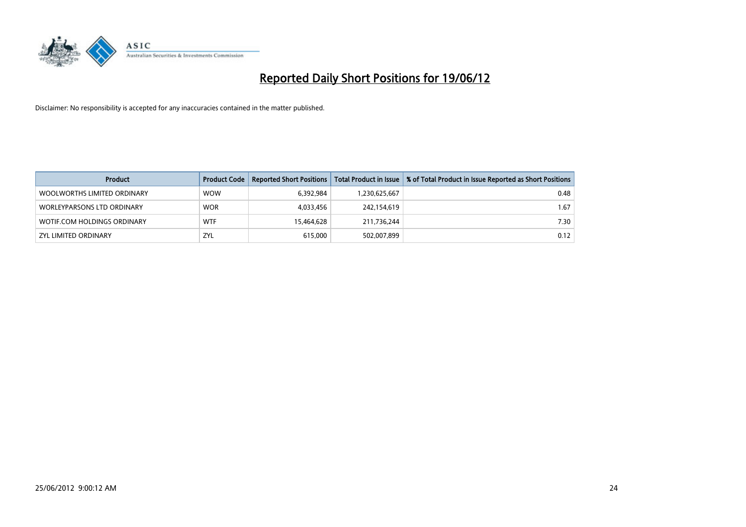# Reported Daily Short Positions for 19/06/12

Disclaimer: No responsibility is accepted for any inaccuracies contained in the matter published.

| Product | Product Code | Reported Short Positions | Total Product in Issue | % of Total Product in Issue Reported as Short Positions |
|---|---|---|---|---|
| WOOLWORTHS LIMITED ORDINARY | WOW | 6,392,984 | 1,230,625,667 | 0.48 |
| WORLEYPARSONS LTD ORDINARY | WOR | 4,033,456 | 242,154,619 | 1.67 |
| WOTIF.COM HOLDINGS ORDINARY | WTF | 15,464,628 | 211,736,244 | 7.30 |
| ZYL LIMITED ORDINARY | ZYL | 615,000 | 502,007,899 | 0.12 |